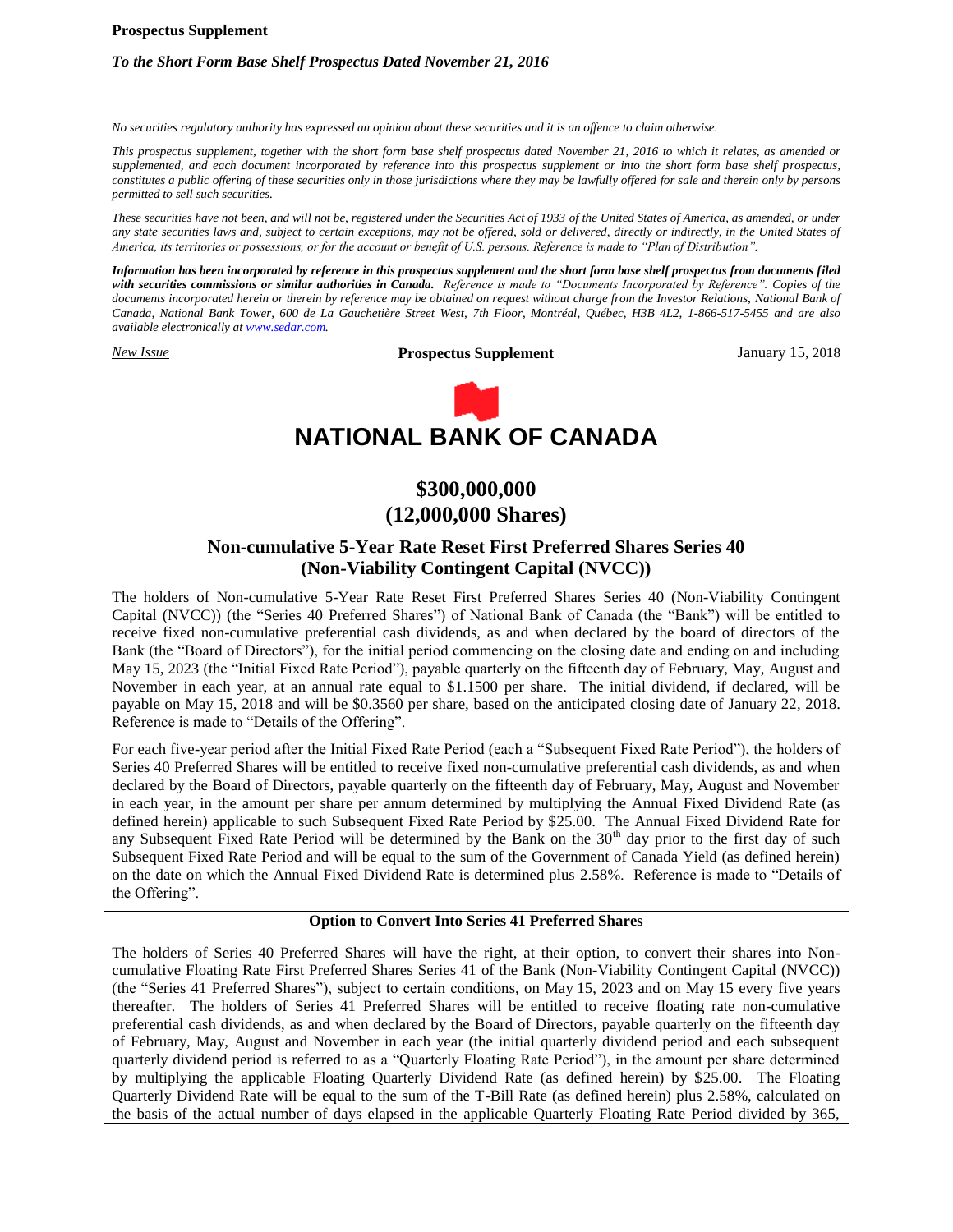**Prospectus Supplement**

***To the Short Form Base Shelf Prospectus Dated November 21, 2016***

*No securities regulatory authority has expressed an opinion about these securities and it is an offence to claim otherwise.*

*This prospectus supplement, together with the short form base shelf prospectus dated November 21, 2016 to which it relates, as amended or supplemented, and each document incorporated by reference into this prospectus supplement or into the short form base shelf prospectus, constitutes a public offering of these securities only in those jurisdictions where they may be lawfully offered for sale and therein only by persons permitted to sell such securities.*

*These securities have not been, and will not be, registered under the Securities Act of 1933 of the United States of America, as amended, or under any state securities laws and, subject to certain exceptions, may not be offered, sold or delivered, directly or indirectly, in the United States of America, its territories or possessions, or for the account or benefit of U.S. persons. Reference is made to "Plan of Distribution".*

***Information has been incorporated by reference in this prospectus supplement and the short form base shelf prospectus from documents filed with securities commissions or similar authorities in Canada.*** *Reference is made to "Documents Incorporated by Reference". Copies of the documents incorporated herein or therein by reference may be obtained on request without charge from the Investor Relations, National Bank of Canada, National Bank Tower, 600 de La Gauchetière Street West, 7th Floor, Montréal, Québec, H3B 4L2, 1-866-517-5455 and are also available electronically at www.sedar.com.*

*New Issue* **Prospectus Supplement** January 15, 2018

# NATIONAL BANK OF CANADA

## $300,000,000
## (12,000,000 Shares)

### Non-cumulative 5-Year Rate Reset First Preferred Shares Series 40 (Non-Viability Contingent Capital (NVCC))

The holders of Non-cumulative 5-Year Rate Reset First Preferred Shares Series 40 (Non-Viability Contingent Capital (NVCC)) (the "Series 40 Preferred Shares") of National Bank of Canada (the "Bank") will be entitled to receive fixed non-cumulative preferential cash dividends, as and when declared by the board of directors of the Bank (the "Board of Directors"), for the initial period commencing on the closing date and ending on and including May 15, 2023 (the "Initial Fixed Rate Period"), payable quarterly on the fifteenth day of February, May, August and November in each year, at an annual rate equal to $1.1500 per share. The initial dividend, if declared, will be payable on May 15, 2018 and will be $0.3560 per share, based on the anticipated closing date of January 22, 2018. Reference is made to "Details of the Offering".

For each five-year period after the Initial Fixed Rate Period (each a "Subsequent Fixed Rate Period"), the holders of Series 40 Preferred Shares will be entitled to receive fixed non-cumulative preferential cash dividends, as and when declared by the Board of Directors, payable quarterly on the fifteenth day of February, May, August and November in each year, in the amount per share per annum determined by multiplying the Annual Fixed Dividend Rate (as defined herein) applicable to such Subsequent Fixed Rate Period by $25.00. The Annual Fixed Dividend Rate for any Subsequent Fixed Rate Period will be determined by the Bank on the 30th day prior to the first day of such Subsequent Fixed Rate Period and will be equal to the sum of the Government of Canada Yield (as defined herein) on the date on which the Annual Fixed Dividend Rate is determined plus 2.58%. Reference is made to "Details of the Offering".

**Option to Convert Into Series 41 Preferred Shares**

The holders of Series 40 Preferred Shares will have the right, at their option, to convert their shares into Non-cumulative Floating Rate First Preferred Shares Series 41 of the Bank (Non-Viability Contingent Capital (NVCC)) (the "Series 41 Preferred Shares"), subject to certain conditions, on May 15, 2023 and on May 15 every five years thereafter. The holders of Series 41 Preferred Shares will be entitled to receive floating rate non-cumulative preferential cash dividends, as and when declared by the Board of Directors, payable quarterly on the fifteenth day of February, May, August and November in each year (the initial quarterly dividend period and each subsequent quarterly dividend period is referred to as a "Quarterly Floating Rate Period"), in the amount per share determined by multiplying the applicable Floating Quarterly Dividend Rate (as defined herein) by $25.00. The Floating Quarterly Dividend Rate will be equal to the sum of the T-Bill Rate (as defined herein) plus 2.58%, calculated on the basis of the actual number of days elapsed in the applicable Quarterly Floating Rate Period divided by 365,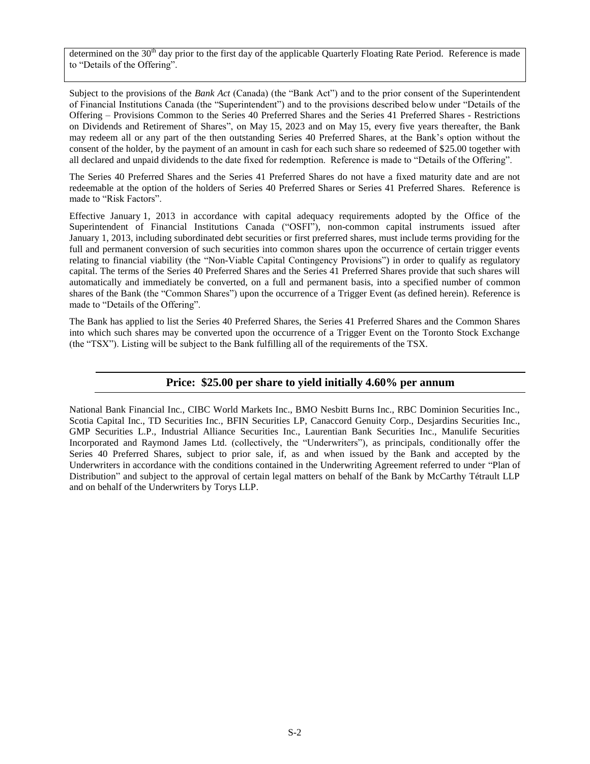determined on the 30th day prior to the first day of the applicable Quarterly Floating Rate Period. Reference is made to "Details of the Offering".

Subject to the provisions of the *Bank Act* (Canada) (the "Bank Act") and to the prior consent of the Superintendent of Financial Institutions Canada (the "Superintendent") and to the provisions described below under "Details of the Offering – Provisions Common to the Series 40 Preferred Shares and the Series 41 Preferred Shares - Restrictions on Dividends and Retirement of Shares", on May 15, 2023 and on May 15, every five years thereafter, the Bank may redeem all or any part of the then outstanding Series 40 Preferred Shares, at the Bank's option without the consent of the holder, by the payment of an amount in cash for each such share so redeemed of $25.00 together with all declared and unpaid dividends to the date fixed for redemption. Reference is made to "Details of the Offering".

The Series 40 Preferred Shares and the Series 41 Preferred Shares do not have a fixed maturity date and are not redeemable at the option of the holders of Series 40 Preferred Shares or Series 41 Preferred Shares. Reference is made to "Risk Factors".

Effective January 1, 2013 in accordance with capital adequacy requirements adopted by the Office of the Superintendent of Financial Institutions Canada ("OSFI"), non-common capital instruments issued after January 1, 2013, including subordinated debt securities or first preferred shares, must include terms providing for the full and permanent conversion of such securities into common shares upon the occurrence of certain trigger events relating to financial viability (the "Non-Viable Capital Contingency Provisions") in order to qualify as regulatory capital. The terms of the Series 40 Preferred Shares and the Series 41 Preferred Shares provide that such shares will automatically and immediately be converted, on a full and permanent basis, into a specified number of common shares of the Bank (the "Common Shares") upon the occurrence of a Trigger Event (as defined herein). Reference is made to "Details of the Offering".

The Bank has applied to list the Series 40 Preferred Shares, the Series 41 Preferred Shares and the Common Shares into which such shares may be converted upon the occurrence of a Trigger Event on the Toronto Stock Exchange (the "TSX"). Listing will be subject to the Bank fulfilling all of the requirements of the TSX.

## Price: $25.00 per share to yield initially 4.60% per annum

National Bank Financial Inc., CIBC World Markets Inc., BMO Nesbitt Burns Inc., RBC Dominion Securities Inc., Scotia Capital Inc., TD Securities Inc., BFIN Securities LP, Canaccord Genuity Corp., Desjardins Securities Inc., GMP Securities L.P., Industrial Alliance Securities Inc., Laurentian Bank Securities Inc., Manulife Securities Incorporated and Raymond James Ltd. (collectively, the "Underwriters"), as principals, conditionally offer the Series 40 Preferred Shares, subject to prior sale, if, as and when issued by the Bank and accepted by the Underwriters in accordance with the conditions contained in the Underwriting Agreement referred to under "Plan of Distribution" and subject to the approval of certain legal matters on behalf of the Bank by McCarthy Tétrault LLP and on behalf of the Underwriters by Torys LLP.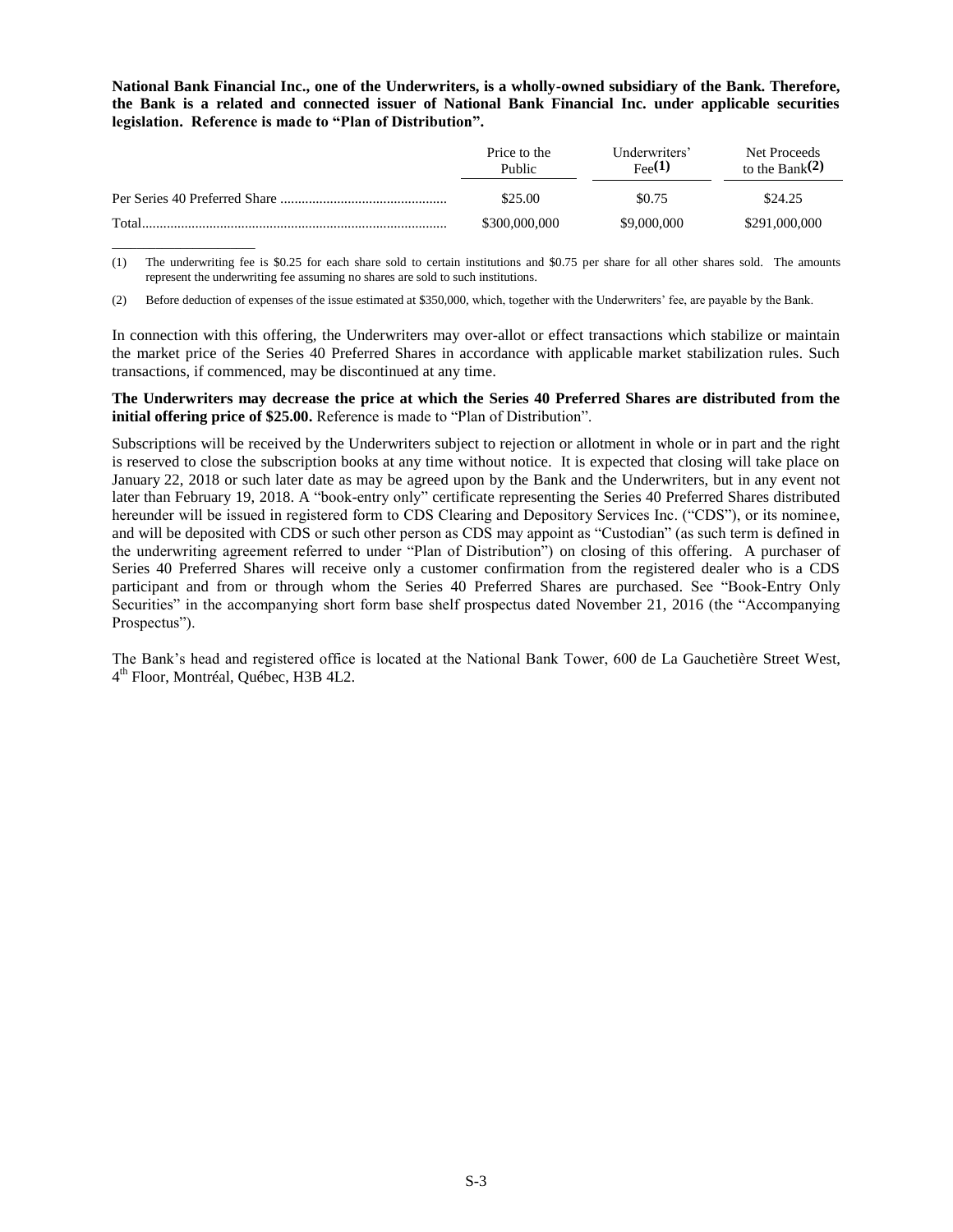**National Bank Financial Inc., one of the Underwriters, is a wholly-owned subsidiary of the Bank. Therefore, the Bank is a related and connected issuer of National Bank Financial Inc. under applicable securities legislation. Reference is made to "Plan of Distribution".**

| | Price to the Public | Underwriters' Fee(1) | Net Proceeds to the Bank(2) |
|---|---|---|---|
| Per Series 40 Preferred Share | $25.00 | $0.75 | $24.25 |
| Total | $300,000,000 | $9,000,000 | $291,000,000 |

(1) The underwriting fee is $0.25 for each share sold to certain institutions and $0.75 per share for all other shares sold. The amounts represent the underwriting fee assuming no shares are sold to such institutions.

(2) Before deduction of expenses of the issue estimated at $350,000, which, together with the Underwriters' fee, are payable by the Bank.

In connection with this offering, the Underwriters may over-allot or effect transactions which stabilize or maintain the market price of the Series 40 Preferred Shares in accordance with applicable market stabilization rules. Such transactions, if commenced, may be discontinued at any time.

**The Underwriters may decrease the price at which the Series 40 Preferred Shares are distributed from the initial offering price of $25.00.** Reference is made to "Plan of Distribution".

Subscriptions will be received by the Underwriters subject to rejection or allotment in whole or in part and the right is reserved to close the subscription books at any time without notice. It is expected that closing will take place on January 22, 2018 or such later date as may be agreed upon by the Bank and the Underwriters, but in any event not later than February 19, 2018. A "book-entry only" certificate representing the Series 40 Preferred Shares distributed hereunder will be issued in registered form to CDS Clearing and Depository Services Inc. ("CDS"), or its nominee, and will be deposited with CDS or such other person as CDS may appoint as "Custodian" (as such term is defined in the underwriting agreement referred to under "Plan of Distribution") on closing of this offering. A purchaser of Series 40 Preferred Shares will receive only a customer confirmation from the registered dealer who is a CDS participant and from or through whom the Series 40 Preferred Shares are purchased. See "Book-Entry Only Securities" in the accompanying short form base shelf prospectus dated November 21, 2016 (the "Accompanying Prospectus").

The Bank's head and registered office is located at the National Bank Tower, 600 de La Gauchetière Street West, 4th Floor, Montréal, Québec, H3B 4L2.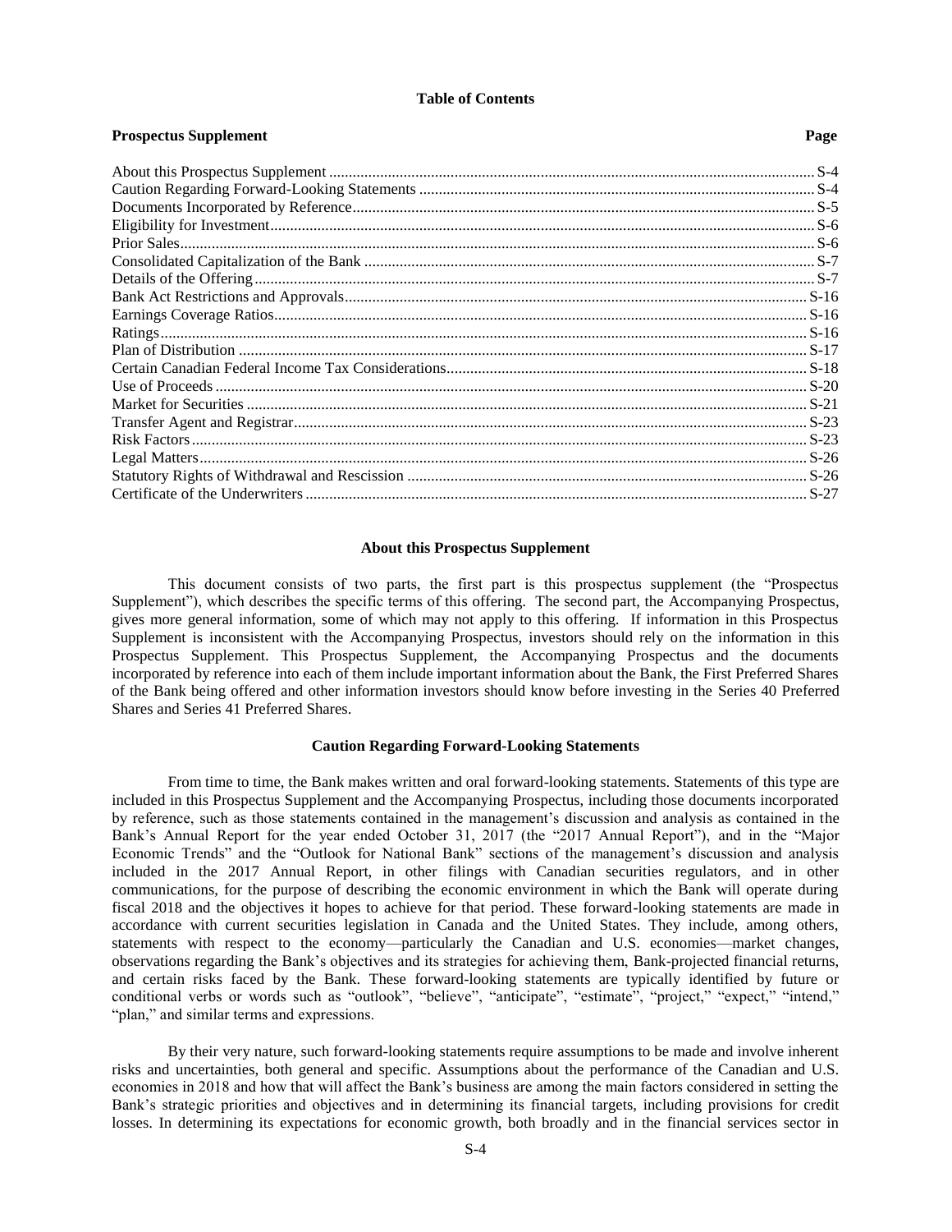**Table of Contents**

| Prospectus Supplement | Page |
|---|---|
| About this Prospectus Supplement | S-4 |
| Caution Regarding Forward-Looking Statements | S-4 |
| Documents Incorporated by Reference | S-5 |
| Eligibility for Investment | S-6 |
| Prior Sales | S-6 |
| Consolidated Capitalization of the Bank | S-7 |
| Details of the Offering | S-7 |
| Bank Act Restrictions and Approvals | S-16 |
| Earnings Coverage Ratios | S-16 |
| Ratings | S-16 |
| Plan of Distribution | S-17 |
| Certain Canadian Federal Income Tax Considerations | S-18 |
| Use of Proceeds | S-20 |
| Market for Securities | S-21 |
| Transfer Agent and Registrar | S-23 |
| Risk Factors | S-23 |
| Legal Matters | S-26 |
| Statutory Rights of Withdrawal and Rescission | S-26 |
| Certificate of the Underwriters | S-27 |

## About this Prospectus Supplement

This document consists of two parts, the first part is this prospectus supplement (the "Prospectus Supplement"), which describes the specific terms of this offering. The second part, the Accompanying Prospectus, gives more general information, some of which may not apply to this offering. If information in this Prospectus Supplement is inconsistent with the Accompanying Prospectus, investors should rely on the information in this Prospectus Supplement. This Prospectus Supplement, the Accompanying Prospectus and the documents incorporated by reference into each of them include important information about the Bank, the First Preferred Shares of the Bank being offered and other information investors should know before investing in the Series 40 Preferred Shares and Series 41 Preferred Shares.

## Caution Regarding Forward-Looking Statements

From time to time, the Bank makes written and oral forward-looking statements. Statements of this type are included in this Prospectus Supplement and the Accompanying Prospectus, including those documents incorporated by reference, such as those statements contained in the management's discussion and analysis as contained in the Bank's Annual Report for the year ended October 31, 2017 (the "2017 Annual Report"), and in the "Major Economic Trends" and the "Outlook for National Bank" sections of the management's discussion and analysis included in the 2017 Annual Report, in other filings with Canadian securities regulators, and in other communications, for the purpose of describing the economic environment in which the Bank will operate during fiscal 2018 and the objectives it hopes to achieve for that period. These forward-looking statements are made in accordance with current securities legislation in Canada and the United States. They include, among others, statements with respect to the economy—particularly the Canadian and U.S. economies—market changes, observations regarding the Bank's objectives and its strategies for achieving them, Bank-projected financial returns, and certain risks faced by the Bank. These forward-looking statements are typically identified by future or conditional verbs or words such as "outlook", "believe", "anticipate", "estimate", "project," "expect," "intend," "plan," and similar terms and expressions.

By their very nature, such forward-looking statements require assumptions to be made and involve inherent risks and uncertainties, both general and specific. Assumptions about the performance of the Canadian and U.S. economies in 2018 and how that will affect the Bank's business are among the main factors considered in setting the Bank's strategic priorities and objectives and in determining its financial targets, including provisions for credit losses. In determining its expectations for economic growth, both broadly and in the financial services sector in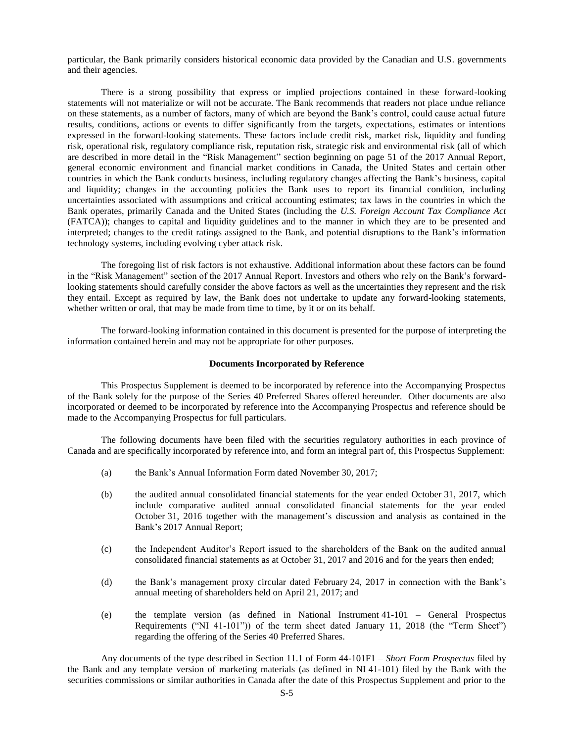particular, the Bank primarily considers historical economic data provided by the Canadian and U.S. governments and their agencies.

There is a strong possibility that express or implied projections contained in these forward-looking statements will not materialize or will not be accurate. The Bank recommends that readers not place undue reliance on these statements, as a number of factors, many of which are beyond the Bank's control, could cause actual future results, conditions, actions or events to differ significantly from the targets, expectations, estimates or intentions expressed in the forward-looking statements. These factors include credit risk, market risk, liquidity and funding risk, operational risk, regulatory compliance risk, reputation risk, strategic risk and environmental risk (all of which are described in more detail in the "Risk Management" section beginning on page 51 of the 2017 Annual Report, general economic environment and financial market conditions in Canada, the United States and certain other countries in which the Bank conducts business, including regulatory changes affecting the Bank's business, capital and liquidity; changes in the accounting policies the Bank uses to report its financial condition, including uncertainties associated with assumptions and critical accounting estimates; tax laws in the countries in which the Bank operates, primarily Canada and the United States (including the *U.S. Foreign Account Tax Compliance Act* (FATCA)); changes to capital and liquidity guidelines and to the manner in which they are to be presented and interpreted; changes to the credit ratings assigned to the Bank, and potential disruptions to the Bank's information technology systems, including evolving cyber attack risk.

The foregoing list of risk factors is not exhaustive. Additional information about these factors can be found in the "Risk Management" section of the 2017 Annual Report. Investors and others who rely on the Bank's forward-looking statements should carefully consider the above factors as well as the uncertainties they represent and the risk they entail. Except as required by law, the Bank does not undertake to update any forward-looking statements, whether written or oral, that may be made from time to time, by it or on its behalf.

The forward-looking information contained in this document is presented for the purpose of interpreting the information contained herein and may not be appropriate for other purposes.

**Documents Incorporated by Reference**

This Prospectus Supplement is deemed to be incorporated by reference into the Accompanying Prospectus of the Bank solely for the purpose of the Series 40 Preferred Shares offered hereunder. Other documents are also incorporated or deemed to be incorporated by reference into the Accompanying Prospectus and reference should be made to the Accompanying Prospectus for full particulars.

The following documents have been filed with the securities regulatory authorities in each province of Canada and are specifically incorporated by reference into, and form an integral part of, this Prospectus Supplement:

(a) the Bank's Annual Information Form dated November 30, 2017;

(b) the audited annual consolidated financial statements for the year ended October 31, 2017, which include comparative audited annual consolidated financial statements for the year ended October 31, 2016 together with the management's discussion and analysis as contained in the Bank's 2017 Annual Report;

(c) the Independent Auditor's Report issued to the shareholders of the Bank on the audited annual consolidated financial statements as at October 31, 2017 and 2016 and for the years then ended;

(d) the Bank's management proxy circular dated February 24, 2017 in connection with the Bank's annual meeting of shareholders held on April 21, 2017; and

(e) the template version (as defined in National Instrument 41-101 – General Prospectus Requirements ("NI 41-101")) of the term sheet dated January 11, 2018 (the "Term Sheet") regarding the offering of the Series 40 Preferred Shares.

Any documents of the type described in Section 11.1 of Form 44-101F1 – *Short Form Prospectus* filed by the Bank and any template version of marketing materials (as defined in NI 41-101) filed by the Bank with the securities commissions or similar authorities in Canada after the date of this Prospectus Supplement and prior to the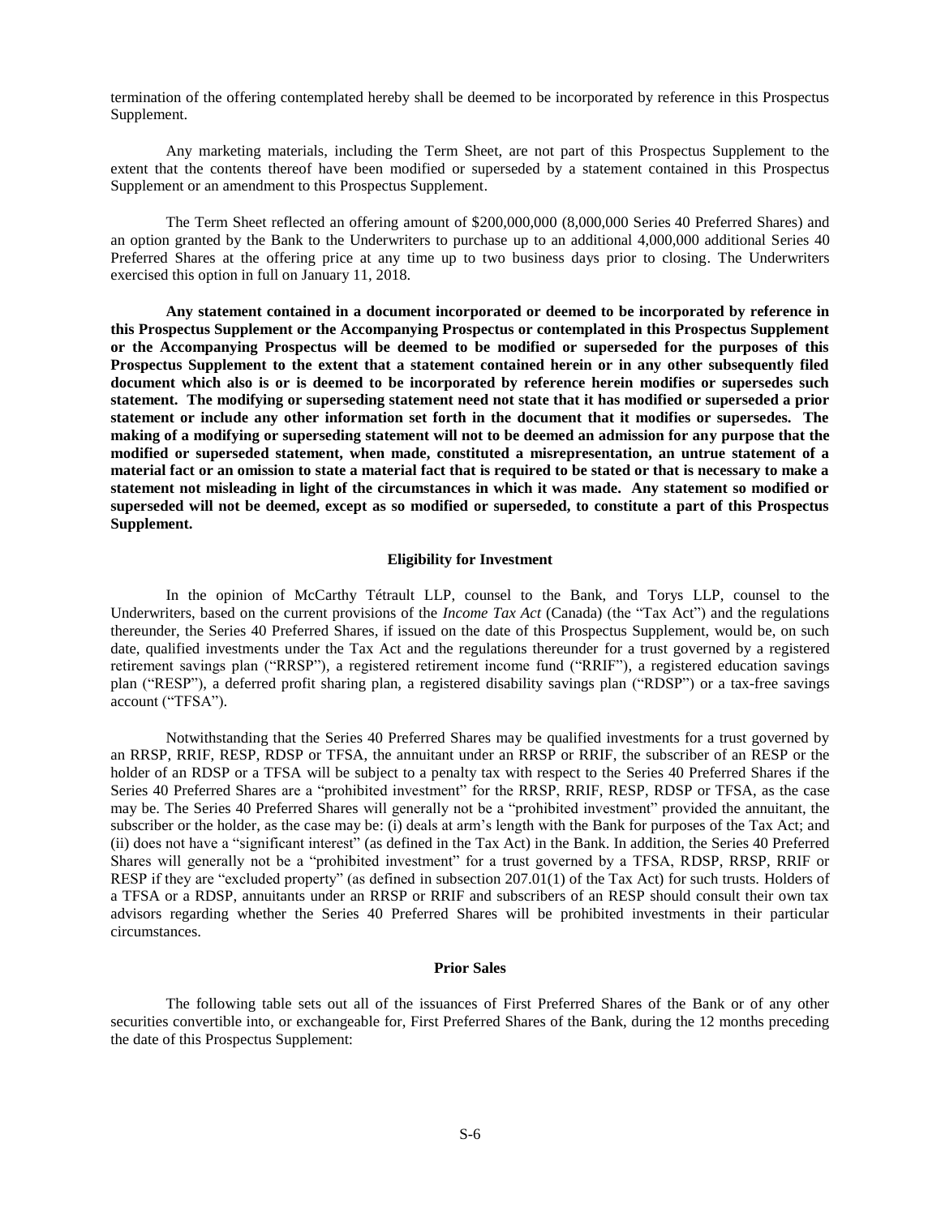termination of the offering contemplated hereby shall be deemed to be incorporated by reference in this Prospectus Supplement.

Any marketing materials, including the Term Sheet, are not part of this Prospectus Supplement to the extent that the contents thereof have been modified or superseded by a statement contained in this Prospectus Supplement or an amendment to this Prospectus Supplement.

The Term Sheet reflected an offering amount of $200,000,000 (8,000,000 Series 40 Preferred Shares) and an option granted by the Bank to the Underwriters to purchase up to an additional 4,000,000 additional Series 40 Preferred Shares at the offering price at any time up to two business days prior to closing. The Underwriters exercised this option in full on January 11, 2018.

**Any statement contained in a document incorporated or deemed to be incorporated by reference in this Prospectus Supplement or the Accompanying Prospectus or contemplated in this Prospectus Supplement or the Accompanying Prospectus will be deemed to be modified or superseded for the purposes of this Prospectus Supplement to the extent that a statement contained herein or in any other subsequently filed document which also is or is deemed to be incorporated by reference herein modifies or supersedes such statement. The modifying or superseding statement need not state that it has modified or superseded a prior statement or include any other information set forth in the document that it modifies or supersedes. The making of a modifying or superseding statement will not to be deemed an admission for any purpose that the modified or superseded statement, when made, constituted a misrepresentation, an untrue statement of a material fact or an omission to state a material fact that is required to be stated or that is necessary to make a statement not misleading in light of the circumstances in which it was made. Any statement so modified or superseded will not be deemed, except as so modified or superseded, to constitute a part of this Prospectus Supplement.**

## Eligibility for Investment

In the opinion of McCarthy Tétrault LLP, counsel to the Bank, and Torys LLP, counsel to the Underwriters, based on the current provisions of the *Income Tax Act* (Canada) (the "Tax Act") and the regulations thereunder, the Series 40 Preferred Shares, if issued on the date of this Prospectus Supplement, would be, on such date, qualified investments under the Tax Act and the regulations thereunder for a trust governed by a registered retirement savings plan ("RRSP"), a registered retirement income fund ("RRIF"), a registered education savings plan ("RESP"), a deferred profit sharing plan, a registered disability savings plan ("RDSP") or a tax-free savings account ("TFSA").

Notwithstanding that the Series 40 Preferred Shares may be qualified investments for a trust governed by an RRSP, RRIF, RESP, RDSP or TFSA, the annuitant under an RRSP or RRIF, the subscriber of an RESP or the holder of an RDSP or a TFSA will be subject to a penalty tax with respect to the Series 40 Preferred Shares if the Series 40 Preferred Shares are a "prohibited investment" for the RRSP, RRIF, RESP, RDSP or TFSA, as the case may be. The Series 40 Preferred Shares will generally not be a "prohibited investment" provided the annuitant, the subscriber or the holder, as the case may be: (i) deals at arm's length with the Bank for purposes of the Tax Act; and (ii) does not have a "significant interest" (as defined in the Tax Act) in the Bank. In addition, the Series 40 Preferred Shares will generally not be a "prohibited investment" for a trust governed by a TFSA, RDSP, RRSP, RRIF or RESP if they are "excluded property" (as defined in subsection 207.01(1) of the Tax Act) for such trusts. Holders of a TFSA or a RDSP, annuitants under an RRSP or RRIF and subscribers of an RESP should consult their own tax advisors regarding whether the Series 40 Preferred Shares will be prohibited investments in their particular circumstances.

## Prior Sales

The following table sets out all of the issuances of First Preferred Shares of the Bank or of any other securities convertible into, or exchangeable for, First Preferred Shares of the Bank, during the 12 months preceding the date of this Prospectus Supplement: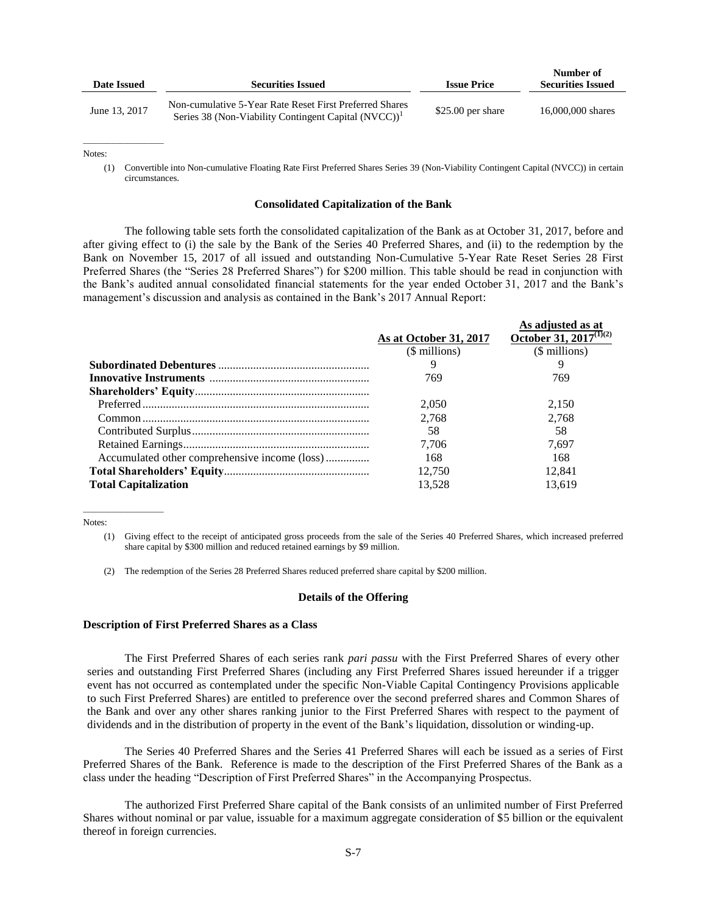| Date Issued | Securities Issued | Issue Price | Number of Securities Issued |
|---|---|---|---|
| June 13, 2017 | Non-cumulative 5-Year Rate Reset First Preferred Shares Series 38 (Non-Viability Contingent Capital (NVCC))[1] | $25.00 per share | 16,000,000 shares |

Notes:

(1) Convertible into Non-cumulative Floating Rate First Preferred Shares Series 39 (Non-Viability Contingent Capital (NVCC)) in certain circumstances.

### Consolidated Capitalization of the Bank

The following table sets forth the consolidated capitalization of the Bank as at October 31, 2017, before and after giving effect to (i) the sale by the Bank of the Series 40 Preferred Shares, and (ii) to the redemption by the Bank on November 15, 2017 of all issued and outstanding Non-Cumulative 5-Year Rate Reset Series 28 First Preferred Shares (the "Series 28 Preferred Shares") for $200 million. This table should be read in conjunction with the Bank's audited annual consolidated financial statements for the year ended October 31, 2017 and the Bank's management's discussion and analysis as contained in the Bank's 2017 Annual Report:

| | As at October 31, 2017 | As adjusted as at October 31, 2017[(1)(2)] |
|---|---|---|
| | ($ millions) | ($ millions) |
| **Subordinated Debentures** | 9 | 9 |
| **Innovative Instruments** | 769 | 769 |
| **Shareholders' Equity** | | |
| Preferred | 2,050 | 2,150 |
| Common | 2,768 | 2,768 |
| Contributed Surplus | 58 | 58 |
| Retained Earnings | 7,706 | 7,697 |
| Accumulated other comprehensive income (loss) | 168 | 168 |
| **Total Shareholders' Equity** | 12,750 | 12,841 |
| **Total Capitalization** | 13,528 | 13,619 |

Notes:

(1) Giving effect to the receipt of anticipated gross proceeds from the sale of the Series 40 Preferred Shares, which increased preferred share capital by $300 million and reduced retained earnings by $9 million.

(2) The redemption of the Series 28 Preferred Shares reduced preferred share capital by $200 million.

### Details of the Offering

#### Description of First Preferred Shares as a Class

The First Preferred Shares of each series rank *pari passu* with the First Preferred Shares of every other series and outstanding First Preferred Shares (including any First Preferred Shares issued hereunder if a trigger event has not occurred as contemplated under the specific Non-Viable Capital Contingency Provisions applicable to such First Preferred Shares) are entitled to preference over the second preferred shares and Common Shares of the Bank and over any other shares ranking junior to the First Preferred Shares with respect to the payment of dividends and in the distribution of property in the event of the Bank's liquidation, dissolution or winding-up.

The Series 40 Preferred Shares and the Series 41 Preferred Shares will each be issued as a series of First Preferred Shares of the Bank. Reference is made to the description of the First Preferred Shares of the Bank as a class under the heading "Description of First Preferred Shares" in the Accompanying Prospectus.

The authorized First Preferred Share capital of the Bank consists of an unlimited number of First Preferred Shares without nominal or par value, issuable for a maximum aggregate consideration of $5 billion or the equivalent thereof in foreign currencies.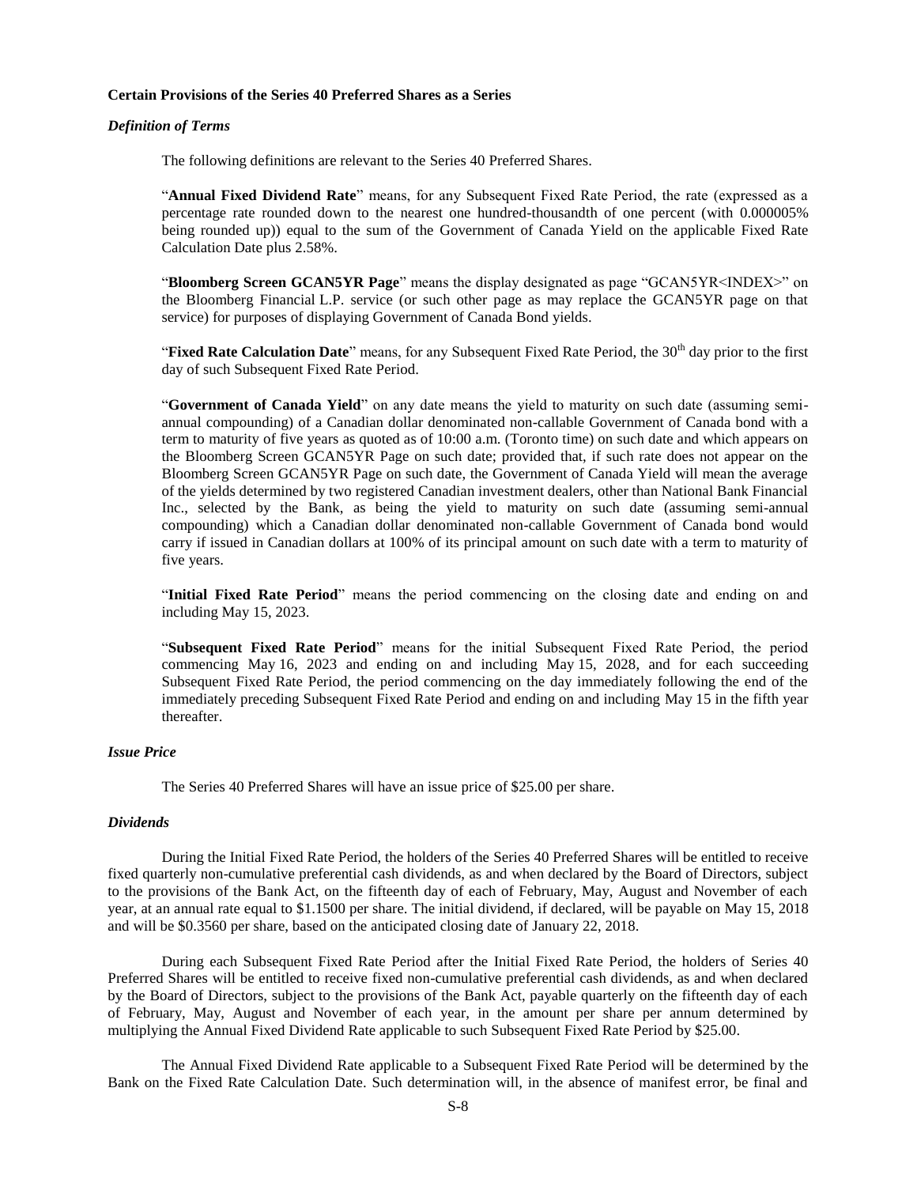**Certain Provisions of the Series 40 Preferred Shares as a Series**

***Definition of Terms***

The following definitions are relevant to the Series 40 Preferred Shares.

"**Annual Fixed Dividend Rate**" means, for any Subsequent Fixed Rate Period, the rate (expressed as a percentage rate rounded down to the nearest one hundred-thousandth of one percent (with 0.000005% being rounded up)) equal to the sum of the Government of Canada Yield on the applicable Fixed Rate Calculation Date plus 2.58%.

"**Bloomberg Screen GCAN5YR Page**" means the display designated as page "GCAN5YR<INDEX>" on the Bloomberg Financial L.P. service (or such other page as may replace the GCAN5YR page on that service) for purposes of displaying Government of Canada Bond yields.

"**Fixed Rate Calculation Date**" means, for any Subsequent Fixed Rate Period, the 30th day prior to the first day of such Subsequent Fixed Rate Period.

"**Government of Canada Yield**" on any date means the yield to maturity on such date (assuming semi-annual compounding) of a Canadian dollar denominated non-callable Government of Canada bond with a term to maturity of five years as quoted as of 10:00 a.m. (Toronto time) on such date and which appears on the Bloomberg Screen GCAN5YR Page on such date; provided that, if such rate does not appear on the Bloomberg Screen GCAN5YR Page on such date, the Government of Canada Yield will mean the average of the yields determined by two registered Canadian investment dealers, other than National Bank Financial Inc., selected by the Bank, as being the yield to maturity on such date (assuming semi-annual compounding) which a Canadian dollar denominated non-callable Government of Canada bond would carry if issued in Canadian dollars at 100% of its principal amount on such date with a term to maturity of five years.

"**Initial Fixed Rate Period**" means the period commencing on the closing date and ending on and including May 15, 2023.

"**Subsequent Fixed Rate Period**" means for the initial Subsequent Fixed Rate Period, the period commencing May 16, 2023 and ending on and including May 15, 2028, and for each succeeding Subsequent Fixed Rate Period, the period commencing on the day immediately following the end of the immediately preceding Subsequent Fixed Rate Period and ending on and including May 15 in the fifth year thereafter.

***Issue Price***

The Series 40 Preferred Shares will have an issue price of $25.00 per share.

***Dividends***

During the Initial Fixed Rate Period, the holders of the Series 40 Preferred Shares will be entitled to receive fixed quarterly non-cumulative preferential cash dividends, as and when declared by the Board of Directors, subject to the provisions of the Bank Act, on the fifteenth day of each of February, May, August and November of each year, at an annual rate equal to $1.1500 per share. The initial dividend, if declared, will be payable on May 15, 2018 and will be $0.3560 per share, based on the anticipated closing date of January 22, 2018.

During each Subsequent Fixed Rate Period after the Initial Fixed Rate Period, the holders of Series 40 Preferred Shares will be entitled to receive fixed non-cumulative preferential cash dividends, as and when declared by the Board of Directors, subject to the provisions of the Bank Act, payable quarterly on the fifteenth day of each of February, May, August and November of each year, in the amount per share per annum determined by multiplying the Annual Fixed Dividend Rate applicable to such Subsequent Fixed Rate Period by $25.00.

The Annual Fixed Dividend Rate applicable to a Subsequent Fixed Rate Period will be determined by the Bank on the Fixed Rate Calculation Date. Such determination will, in the absence of manifest error, be final and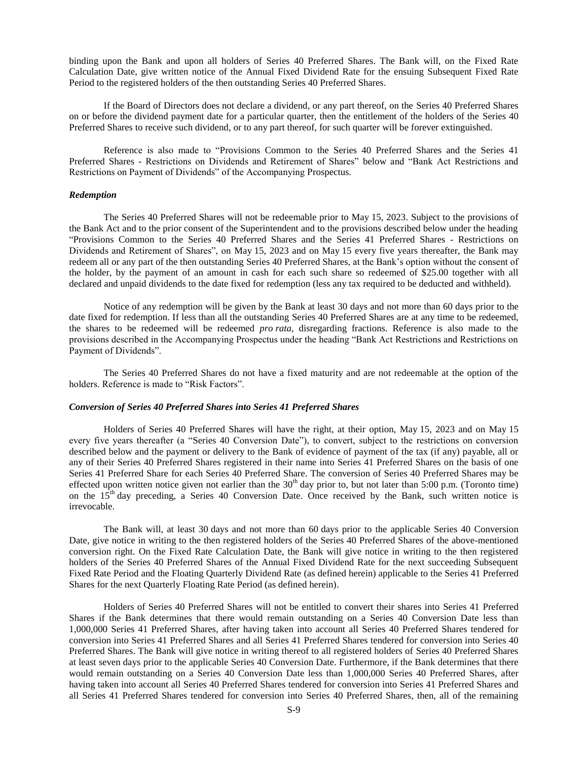binding upon the Bank and upon all holders of Series 40 Preferred Shares. The Bank will, on the Fixed Rate Calculation Date, give written notice of the Annual Fixed Dividend Rate for the ensuing Subsequent Fixed Rate Period to the registered holders of the then outstanding Series 40 Preferred Shares.

If the Board of Directors does not declare a dividend, or any part thereof, on the Series 40 Preferred Shares on or before the dividend payment date for a particular quarter, then the entitlement of the holders of the Series 40 Preferred Shares to receive such dividend, or to any part thereof, for such quarter will be forever extinguished.

Reference is also made to "Provisions Common to the Series 40 Preferred Shares and the Series 41 Preferred Shares - Restrictions on Dividends and Retirement of Shares" below and "Bank Act Restrictions and Restrictions on Payment of Dividends" of the Accompanying Prospectus.

### *Redemption*

The Series 40 Preferred Shares will not be redeemable prior to May 15, 2023. Subject to the provisions of the Bank Act and to the prior consent of the Superintendent and to the provisions described below under the heading "Provisions Common to the Series 40 Preferred Shares and the Series 41 Preferred Shares - Restrictions on Dividends and Retirement of Shares", on May 15, 2023 and on May 15 every five years thereafter, the Bank may redeem all or any part of the then outstanding Series 40 Preferred Shares, at the Bank's option without the consent of the holder, by the payment of an amount in cash for each such share so redeemed of $25.00 together with all declared and unpaid dividends to the date fixed for redemption (less any tax required to be deducted and withheld).

Notice of any redemption will be given by the Bank at least 30 days and not more than 60 days prior to the date fixed for redemption. If less than all the outstanding Series 40 Preferred Shares are at any time to be redeemed, the shares to be redeemed will be redeemed *pro rata*, disregarding fractions. Reference is also made to the provisions described in the Accompanying Prospectus under the heading "Bank Act Restrictions and Restrictions on Payment of Dividends".

The Series 40 Preferred Shares do not have a fixed maturity and are not redeemable at the option of the holders. Reference is made to "Risk Factors".

### *Conversion of Series 40 Preferred Shares into Series 41 Preferred Shares*

Holders of Series 40 Preferred Shares will have the right, at their option, May 15, 2023 and on May 15 every five years thereafter (a "Series 40 Conversion Date"), to convert, subject to the restrictions on conversion described below and the payment or delivery to the Bank of evidence of payment of the tax (if any) payable, all or any of their Series 40 Preferred Shares registered in their name into Series 41 Preferred Shares on the basis of one Series 41 Preferred Share for each Series 40 Preferred Share. The conversion of Series 40 Preferred Shares may be effected upon written notice given not earlier than the 30th day prior to, but not later than 5:00 p.m. (Toronto time) on the 15th day preceding, a Series 40 Conversion Date. Once received by the Bank, such written notice is irrevocable.

The Bank will, at least 30 days and not more than 60 days prior to the applicable Series 40 Conversion Date, give notice in writing to the then registered holders of the Series 40 Preferred Shares of the above-mentioned conversion right. On the Fixed Rate Calculation Date, the Bank will give notice in writing to the then registered holders of the Series 40 Preferred Shares of the Annual Fixed Dividend Rate for the next succeeding Subsequent Fixed Rate Period and the Floating Quarterly Dividend Rate (as defined herein) applicable to the Series 41 Preferred Shares for the next Quarterly Floating Rate Period (as defined herein).

Holders of Series 40 Preferred Shares will not be entitled to convert their shares into Series 41 Preferred Shares if the Bank determines that there would remain outstanding on a Series 40 Conversion Date less than 1,000,000 Series 41 Preferred Shares, after having taken into account all Series 40 Preferred Shares tendered for conversion into Series 41 Preferred Shares and all Series 41 Preferred Shares tendered for conversion into Series 40 Preferred Shares. The Bank will give notice in writing thereof to all registered holders of Series 40 Preferred Shares at least seven days prior to the applicable Series 40 Conversion Date. Furthermore, if the Bank determines that there would remain outstanding on a Series 40 Conversion Date less than 1,000,000 Series 40 Preferred Shares, after having taken into account all Series 40 Preferred Shares tendered for conversion into Series 41 Preferred Shares and all Series 41 Preferred Shares tendered for conversion into Series 40 Preferred Shares, then, all of the remaining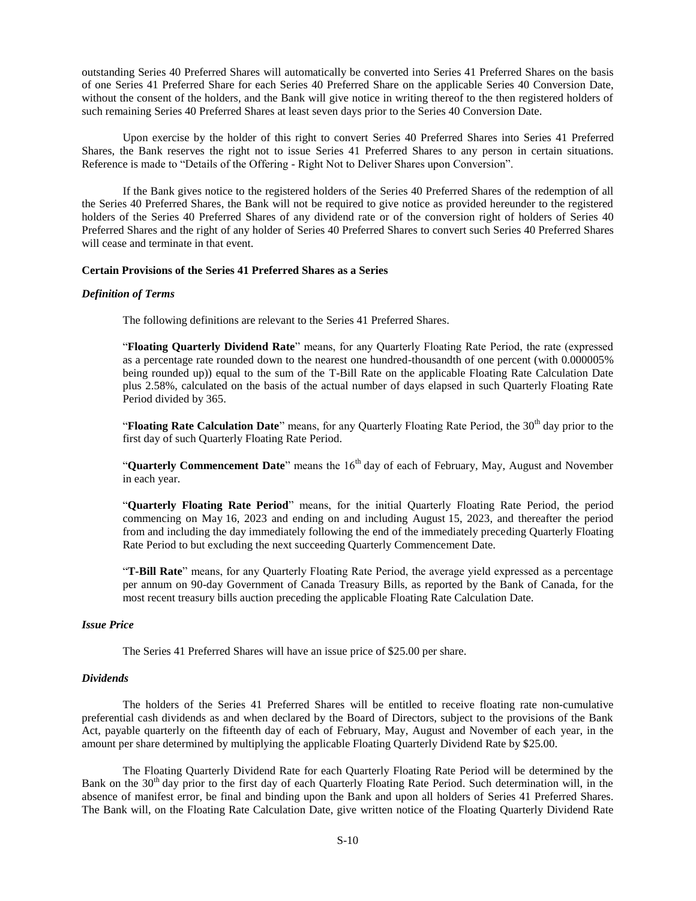outstanding Series 40 Preferred Shares will automatically be converted into Series 41 Preferred Shares on the basis of one Series 41 Preferred Share for each Series 40 Preferred Share on the applicable Series 40 Conversion Date, without the consent of the holders, and the Bank will give notice in writing thereof to the then registered holders of such remaining Series 40 Preferred Shares at least seven days prior to the Series 40 Conversion Date.

Upon exercise by the holder of this right to convert Series 40 Preferred Shares into Series 41 Preferred Shares, the Bank reserves the right not to issue Series 41 Preferred Shares to any person in certain situations. Reference is made to "Details of the Offering - Right Not to Deliver Shares upon Conversion".

If the Bank gives notice to the registered holders of the Series 40 Preferred Shares of the redemption of all the Series 40 Preferred Shares, the Bank will not be required to give notice as provided hereunder to the registered holders of the Series 40 Preferred Shares of any dividend rate or of the conversion right of holders of Series 40 Preferred Shares and the right of any holder of Series 40 Preferred Shares to convert such Series 40 Preferred Shares will cease and terminate in that event.

**Certain Provisions of the Series 41 Preferred Shares as a Series**

***Definition of Terms***

The following definitions are relevant to the Series 41 Preferred Shares.

"**Floating Quarterly Dividend Rate**" means, for any Quarterly Floating Rate Period, the rate (expressed as a percentage rate rounded down to the nearest one hundred-thousandth of one percent (with 0.000005% being rounded up)) equal to the sum of the T-Bill Rate on the applicable Floating Rate Calculation Date plus 2.58%, calculated on the basis of the actual number of days elapsed in such Quarterly Floating Rate Period divided by 365.

"**Floating Rate Calculation Date**" means, for any Quarterly Floating Rate Period, the 30th day prior to the first day of such Quarterly Floating Rate Period.

"**Quarterly Commencement Date**" means the 16th day of each of February, May, August and November in each year.

"**Quarterly Floating Rate Period**" means, for the initial Quarterly Floating Rate Period, the period commencing on May 16, 2023 and ending on and including August 15, 2023, and thereafter the period from and including the day immediately following the end of the immediately preceding Quarterly Floating Rate Period to but excluding the next succeeding Quarterly Commencement Date.

"**T-Bill Rate**" means, for any Quarterly Floating Rate Period, the average yield expressed as a percentage per annum on 90-day Government of Canada Treasury Bills, as reported by the Bank of Canada, for the most recent treasury bills auction preceding the applicable Floating Rate Calculation Date.

***Issue Price***

The Series 41 Preferred Shares will have an issue price of $25.00 per share.

***Dividends***

The holders of the Series 41 Preferred Shares will be entitled to receive floating rate non-cumulative preferential cash dividends as and when declared by the Board of Directors, subject to the provisions of the Bank Act, payable quarterly on the fifteenth day of each of February, May, August and November of each year, in the amount per share determined by multiplying the applicable Floating Quarterly Dividend Rate by $25.00.

The Floating Quarterly Dividend Rate for each Quarterly Floating Rate Period will be determined by the Bank on the 30th day prior to the first day of each Quarterly Floating Rate Period. Such determination will, in the absence of manifest error, be final and binding upon the Bank and upon all holders of Series 41 Preferred Shares. The Bank will, on the Floating Rate Calculation Date, give written notice of the Floating Quarterly Dividend Rate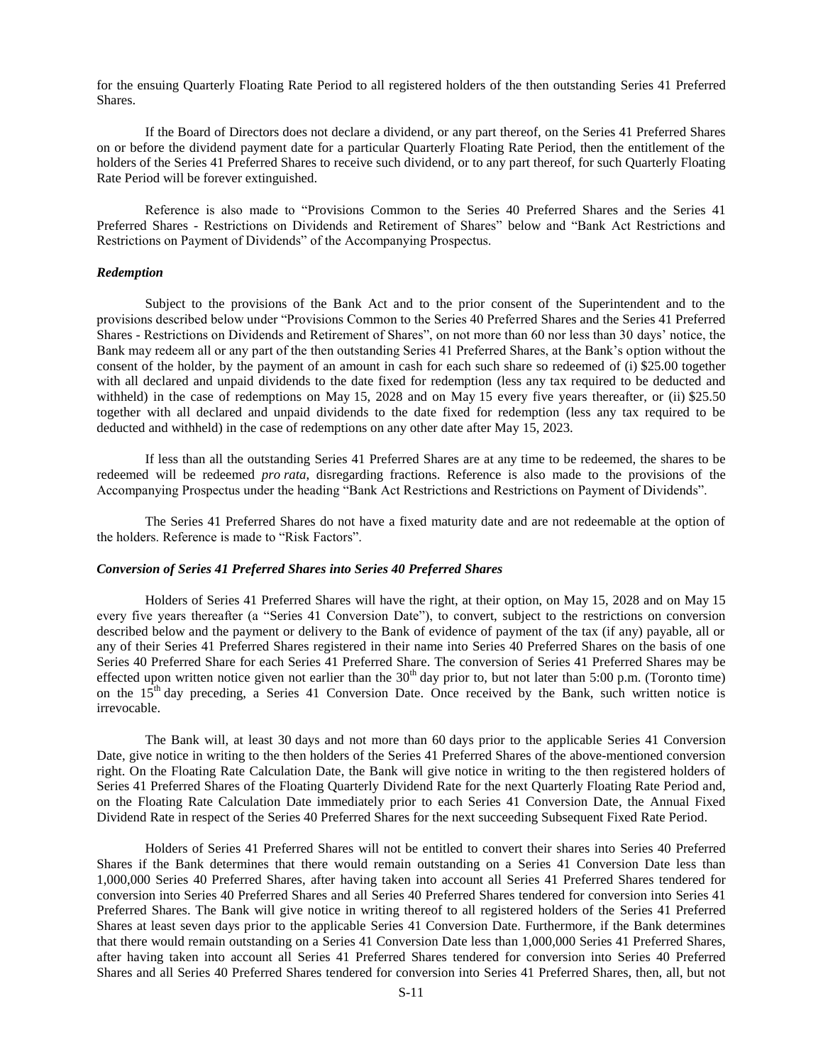for the ensuing Quarterly Floating Rate Period to all registered holders of the then outstanding Series 41 Preferred Shares.

If the Board of Directors does not declare a dividend, or any part thereof, on the Series 41 Preferred Shares on or before the dividend payment date for a particular Quarterly Floating Rate Period, then the entitlement of the holders of the Series 41 Preferred Shares to receive such dividend, or to any part thereof, for such Quarterly Floating Rate Period will be forever extinguished.

Reference is also made to "Provisions Common to the Series 40 Preferred Shares and the Series 41 Preferred Shares - Restrictions on Dividends and Retirement of Shares" below and "Bank Act Restrictions and Restrictions on Payment of Dividends" of the Accompanying Prospectus.

***Redemption***

Subject to the provisions of the Bank Act and to the prior consent of the Superintendent and to the provisions described below under "Provisions Common to the Series 40 Preferred Shares and the Series 41 Preferred Shares - Restrictions on Dividends and Retirement of Shares", on not more than 60 nor less than 30 days' notice, the Bank may redeem all or any part of the then outstanding Series 41 Preferred Shares, at the Bank's option without the consent of the holder, by the payment of an amount in cash for each such share so redeemed of (i) $25.00 together with all declared and unpaid dividends to the date fixed for redemption (less any tax required to be deducted and withheld) in the case of redemptions on May 15, 2028 and on May 15 every five years thereafter, or (ii) $25.50 together with all declared and unpaid dividends to the date fixed for redemption (less any tax required to be deducted and withheld) in the case of redemptions on any other date after May 15, 2023.

If less than all the outstanding Series 41 Preferred Shares are at any time to be redeemed, the shares to be redeemed will be redeemed *pro rata*, disregarding fractions. Reference is also made to the provisions of the Accompanying Prospectus under the heading "Bank Act Restrictions and Restrictions on Payment of Dividends".

The Series 41 Preferred Shares do not have a fixed maturity date and are not redeemable at the option of the holders. Reference is made to "Risk Factors".

***Conversion of Series 41 Preferred Shares into Series 40 Preferred Shares***

Holders of Series 41 Preferred Shares will have the right, at their option, on May 15, 2028 and on May 15 every five years thereafter (a "Series 41 Conversion Date"), to convert, subject to the restrictions on conversion described below and the payment or delivery to the Bank of evidence of payment of the tax (if any) payable, all or any of their Series 41 Preferred Shares registered in their name into Series 40 Preferred Shares on the basis of one Series 40 Preferred Share for each Series 41 Preferred Share. The conversion of Series 41 Preferred Shares may be effected upon written notice given not earlier than the 30th day prior to, but not later than 5:00 p.m. (Toronto time) on the 15th day preceding, a Series 41 Conversion Date. Once received by the Bank, such written notice is irrevocable.

The Bank will, at least 30 days and not more than 60 days prior to the applicable Series 41 Conversion Date, give notice in writing to the then holders of the Series 41 Preferred Shares of the above-mentioned conversion right. On the Floating Rate Calculation Date, the Bank will give notice in writing to the then registered holders of Series 41 Preferred Shares of the Floating Quarterly Dividend Rate for the next Quarterly Floating Rate Period and, on the Floating Rate Calculation Date immediately prior to each Series 41 Conversion Date, the Annual Fixed Dividend Rate in respect of the Series 40 Preferred Shares for the next succeeding Subsequent Fixed Rate Period.

Holders of Series 41 Preferred Shares will not be entitled to convert their shares into Series 40 Preferred Shares if the Bank determines that there would remain outstanding on a Series 41 Conversion Date less than 1,000,000 Series 40 Preferred Shares, after having taken into account all Series 41 Preferred Shares tendered for conversion into Series 40 Preferred Shares and all Series 40 Preferred Shares tendered for conversion into Series 41 Preferred Shares. The Bank will give notice in writing thereof to all registered holders of the Series 41 Preferred Shares at least seven days prior to the applicable Series 41 Conversion Date. Furthermore, if the Bank determines that there would remain outstanding on a Series 41 Conversion Date less than 1,000,000 Series 41 Preferred Shares, after having taken into account all Series 41 Preferred Shares tendered for conversion into Series 40 Preferred Shares and all Series 40 Preferred Shares tendered for conversion into Series 41 Preferred Shares, then, all, but not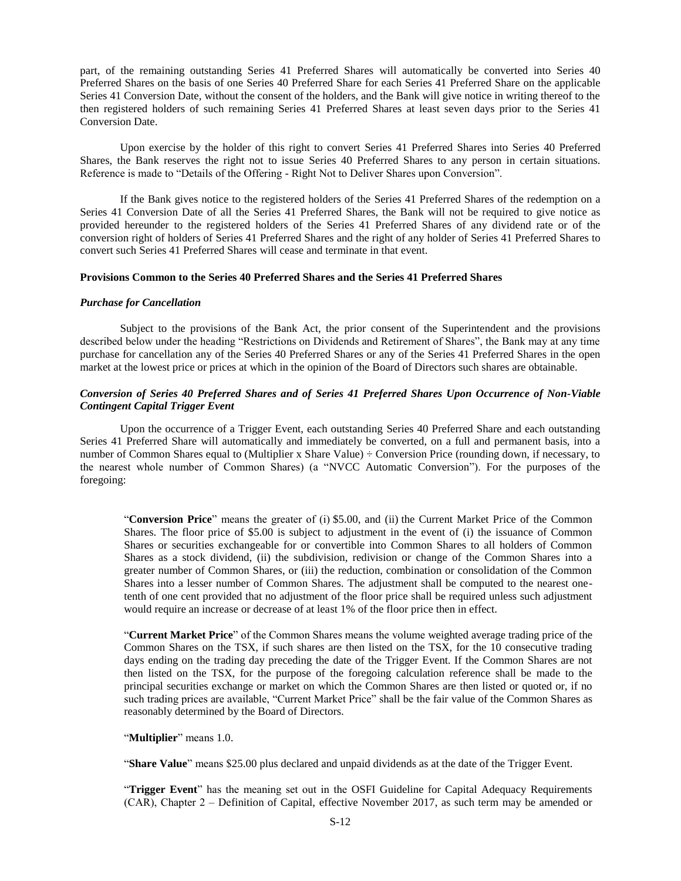part, of the remaining outstanding Series 41 Preferred Shares will automatically be converted into Series 40 Preferred Shares on the basis of one Series 40 Preferred Share for each Series 41 Preferred Share on the applicable Series 41 Conversion Date, without the consent of the holders, and the Bank will give notice in writing thereof to the then registered holders of such remaining Series 41 Preferred Shares at least seven days prior to the Series 41 Conversion Date.

Upon exercise by the holder of this right to convert Series 41 Preferred Shares into Series 40 Preferred Shares, the Bank reserves the right not to issue Series 40 Preferred Shares to any person in certain situations. Reference is made to "Details of the Offering - Right Not to Deliver Shares upon Conversion".

If the Bank gives notice to the registered holders of the Series 41 Preferred Shares of the redemption on a Series 41 Conversion Date of all the Series 41 Preferred Shares, the Bank will not be required to give notice as provided hereunder to the registered holders of the Series 41 Preferred Shares of any dividend rate or of the conversion right of holders of Series 41 Preferred Shares and the right of any holder of Series 41 Preferred Shares to convert such Series 41 Preferred Shares will cease and terminate in that event.

**Provisions Common to the Series 40 Preferred Shares and the Series 41 Preferred Shares**

***Purchase for Cancellation***

Subject to the provisions of the Bank Act, the prior consent of the Superintendent and the provisions described below under the heading "Restrictions on Dividends and Retirement of Shares", the Bank may at any time purchase for cancellation any of the Series 40 Preferred Shares or any of the Series 41 Preferred Shares in the open market at the lowest price or prices at which in the opinion of the Board of Directors such shares are obtainable.

***Conversion of Series 40 Preferred Shares and of Series 41 Preferred Shares Upon Occurrence of Non-Viable Contingent Capital Trigger Event***

Upon the occurrence of a Trigger Event, each outstanding Series 40 Preferred Share and each outstanding Series 41 Preferred Share will automatically and immediately be converted, on a full and permanent basis, into a number of Common Shares equal to (Multiplier x Share Value) ÷ Conversion Price (rounding down, if necessary, to the nearest whole number of Common Shares) (a "NVCC Automatic Conversion"). For the purposes of the foregoing:

> "**Conversion Price**" means the greater of (i) $5.00, and (ii) the Current Market Price of the Common Shares. The floor price of $5.00 is subject to adjustment in the event of (i) the issuance of Common Shares or securities exchangeable for or convertible into Common Shares to all holders of Common Shares as a stock dividend, (ii) the subdivision, redivision or change of the Common Shares into a greater number of Common Shares, or (iii) the reduction, combination or consolidation of the Common Shares into a lesser number of Common Shares. The adjustment shall be computed to the nearest one-tenth of one cent provided that no adjustment of the floor price shall be required unless such adjustment would require an increase or decrease of at least 1% of the floor price then in effect.
>
> "**Current Market Price**" of the Common Shares means the volume weighted average trading price of the Common Shares on the TSX, if such shares are then listed on the TSX, for the 10 consecutive trading days ending on the trading day preceding the date of the Trigger Event. If the Common Shares are not then listed on the TSX, for the purpose of the foregoing calculation reference shall be made to the principal securities exchange or market on which the Common Shares are then listed or quoted or, if no such trading prices are available, "Current Market Price" shall be the fair value of the Common Shares as reasonably determined by the Board of Directors.
>
> "**Multiplier**" means 1.0.
>
> "**Share Value**" means $25.00 plus declared and unpaid dividends as at the date of the Trigger Event.
>
> "**Trigger Event**" has the meaning set out in the OSFI Guideline for Capital Adequacy Requirements (CAR), Chapter 2 – Definition of Capital, effective November 2017, as such term may be amended or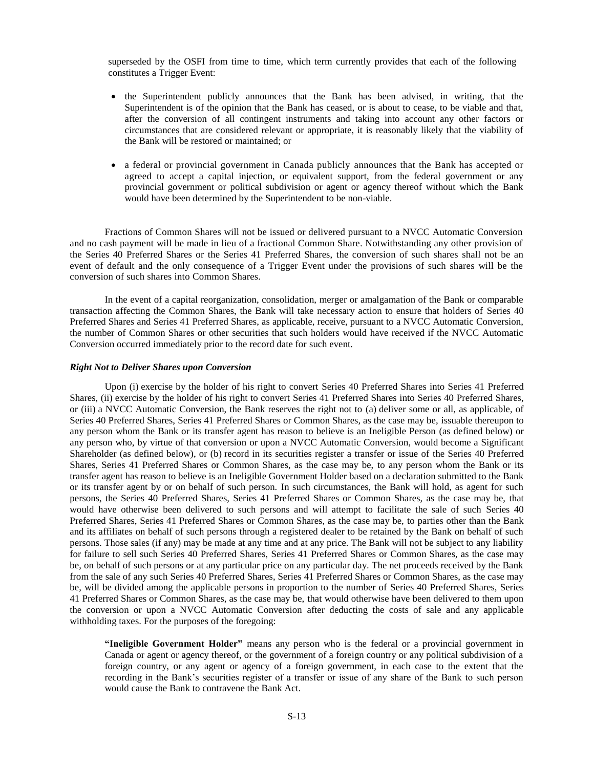superseded by the OSFI from time to time, which term currently provides that each of the following constitutes a Trigger Event:

- the Superintendent publicly announces that the Bank has been advised, in writing, that the Superintendent is of the opinion that the Bank has ceased, or is about to cease, to be viable and that, after the conversion of all contingent instruments and taking into account any other factors or circumstances that are considered relevant or appropriate, it is reasonably likely that the viability of the Bank will be restored or maintained; or

- a federal or provincial government in Canada publicly announces that the Bank has accepted or agreed to accept a capital injection, or equivalent support, from the federal government or any provincial government or political subdivision or agent or agency thereof without which the Bank would have been determined by the Superintendent to be non-viable.

Fractions of Common Shares will not be issued or delivered pursuant to a NVCC Automatic Conversion and no cash payment will be made in lieu of a fractional Common Share. Notwithstanding any other provision of the Series 40 Preferred Shares or the Series 41 Preferred Shares, the conversion of such shares shall not be an event of default and the only consequence of a Trigger Event under the provisions of such shares will be the conversion of such shares into Common Shares.

In the event of a capital reorganization, consolidation, merger or amalgamation of the Bank or comparable transaction affecting the Common Shares, the Bank will take necessary action to ensure that holders of Series 40 Preferred Shares and Series 41 Preferred Shares, as applicable, receive, pursuant to a NVCC Automatic Conversion, the number of Common Shares or other securities that such holders would have received if the NVCC Automatic Conversion occurred immediately prior to the record date for such event.

***Right Not to Deliver Shares upon Conversion***

Upon (i) exercise by the holder of his right to convert Series 40 Preferred Shares into Series 41 Preferred Shares, (ii) exercise by the holder of his right to convert Series 41 Preferred Shares into Series 40 Preferred Shares, or (iii) a NVCC Automatic Conversion, the Bank reserves the right not to (a) deliver some or all, as applicable, of Series 40 Preferred Shares, Series 41 Preferred Shares or Common Shares, as the case may be, issuable thereupon to any person whom the Bank or its transfer agent has reason to believe is an Ineligible Person (as defined below) or any person who, by virtue of that conversion or upon a NVCC Automatic Conversion, would become a Significant Shareholder (as defined below), or (b) record in its securities register a transfer or issue of the Series 40 Preferred Shares, Series 41 Preferred Shares or Common Shares, as the case may be, to any person whom the Bank or its transfer agent has reason to believe is an Ineligible Government Holder based on a declaration submitted to the Bank or its transfer agent by or on behalf of such person. In such circumstances, the Bank will hold, as agent for such persons, the Series 40 Preferred Shares, Series 41 Preferred Shares or Common Shares, as the case may be, that would have otherwise been delivered to such persons and will attempt to facilitate the sale of such Series 40 Preferred Shares, Series 41 Preferred Shares or Common Shares, as the case may be, to parties other than the Bank and its affiliates on behalf of such persons through a registered dealer to be retained by the Bank on behalf of such persons. Those sales (if any) may be made at any time and at any price. The Bank will not be subject to any liability for failure to sell such Series 40 Preferred Shares, Series 41 Preferred Shares or Common Shares, as the case may be, on behalf of such persons or at any particular price on any particular day. The net proceeds received by the Bank from the sale of any such Series 40 Preferred Shares, Series 41 Preferred Shares or Common Shares, as the case may be, will be divided among the applicable persons in proportion to the number of Series 40 Preferred Shares, Series 41 Preferred Shares or Common Shares, as the case may be, that would otherwise have been delivered to them upon the conversion or upon a NVCC Automatic Conversion after deducting the costs of sale and any applicable withholding taxes. For the purposes of the foregoing:

> **"Ineligible Government Holder"** means any person who is the federal or a provincial government in Canada or agent or agency thereof, or the government of a foreign country or any political subdivision of a foreign country, or any agent or agency of a foreign government, in each case to the extent that the recording in the Bank's securities register of a transfer or issue of any share of the Bank to such person would cause the Bank to contravene the Bank Act.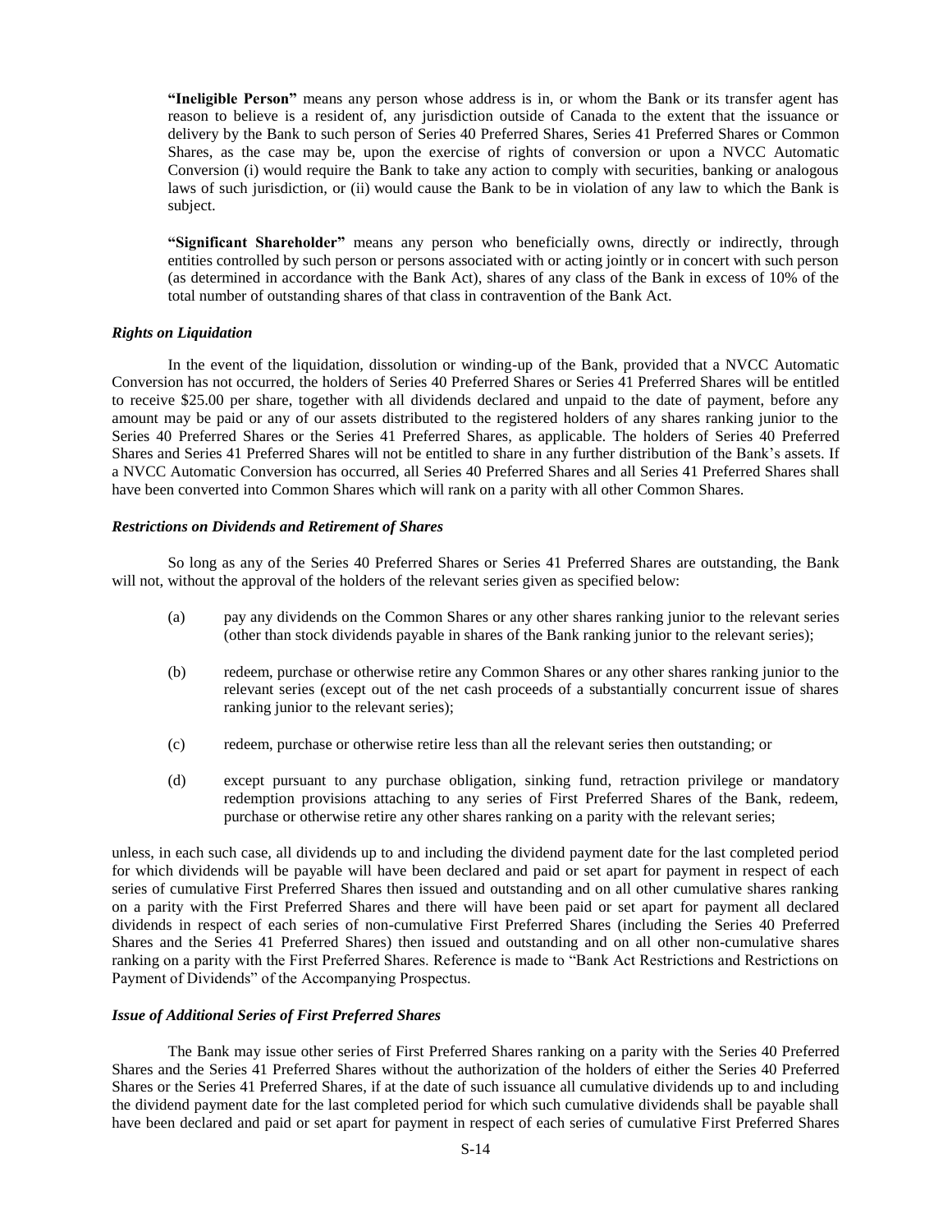**"Ineligible Person"** means any person whose address is in, or whom the Bank or its transfer agent has reason to believe is a resident of, any jurisdiction outside of Canada to the extent that the issuance or delivery by the Bank to such person of Series 40 Preferred Shares, Series 41 Preferred Shares or Common Shares, as the case may be, upon the exercise of rights of conversion or upon a NVCC Automatic Conversion (i) would require the Bank to take any action to comply with securities, banking or analogous laws of such jurisdiction, or (ii) would cause the Bank to be in violation of any law to which the Bank is subject.

**"Significant Shareholder"** means any person who beneficially owns, directly or indirectly, through entities controlled by such person or persons associated with or acting jointly or in concert with such person (as determined in accordance with the Bank Act), shares of any class of the Bank in excess of 10% of the total number of outstanding shares of that class in contravention of the Bank Act.

***Rights on Liquidation***

In the event of the liquidation, dissolution or winding-up of the Bank, provided that a NVCC Automatic Conversion has not occurred, the holders of Series 40 Preferred Shares or Series 41 Preferred Shares will be entitled to receive $25.00 per share, together with all dividends declared and unpaid to the date of payment, before any amount may be paid or any of our assets distributed to the registered holders of any shares ranking junior to the Series 40 Preferred Shares or the Series 41 Preferred Shares, as applicable. The holders of Series 40 Preferred Shares and Series 41 Preferred Shares will not be entitled to share in any further distribution of the Bank's assets. If a NVCC Automatic Conversion has occurred, all Series 40 Preferred Shares and all Series 41 Preferred Shares shall have been converted into Common Shares which will rank on a parity with all other Common Shares.

***Restrictions on Dividends and Retirement of Shares***

So long as any of the Series 40 Preferred Shares or Series 41 Preferred Shares are outstanding, the Bank will not, without the approval of the holders of the relevant series given as specified below:

(a) pay any dividends on the Common Shares or any other shares ranking junior to the relevant series (other than stock dividends payable in shares of the Bank ranking junior to the relevant series);

(b) redeem, purchase or otherwise retire any Common Shares or any other shares ranking junior to the relevant series (except out of the net cash proceeds of a substantially concurrent issue of shares ranking junior to the relevant series);

(c) redeem, purchase or otherwise retire less than all the relevant series then outstanding; or

(d) except pursuant to any purchase obligation, sinking fund, retraction privilege or mandatory redemption provisions attaching to any series of First Preferred Shares of the Bank, redeem, purchase or otherwise retire any other shares ranking on a parity with the relevant series;

unless, in each such case, all dividends up to and including the dividend payment date for the last completed period for which dividends will be payable will have been declared and paid or set apart for payment in respect of each series of cumulative First Preferred Shares then issued and outstanding and on all other cumulative shares ranking on a parity with the First Preferred Shares and there will have been paid or set apart for payment all declared dividends in respect of each series of non-cumulative First Preferred Shares (including the Series 40 Preferred Shares and the Series 41 Preferred Shares) then issued and outstanding and on all other non-cumulative shares ranking on a parity with the First Preferred Shares. Reference is made to "Bank Act Restrictions and Restrictions on Payment of Dividends" of the Accompanying Prospectus.

***Issue of Additional Series of First Preferred Shares***

The Bank may issue other series of First Preferred Shares ranking on a parity with the Series 40 Preferred Shares and the Series 41 Preferred Shares without the authorization of the holders of either the Series 40 Preferred Shares or the Series 41 Preferred Shares, if at the date of such issuance all cumulative dividends up to and including the dividend payment date for the last completed period for which such cumulative dividends shall be payable shall have been declared and paid or set apart for payment in respect of each series of cumulative First Preferred Shares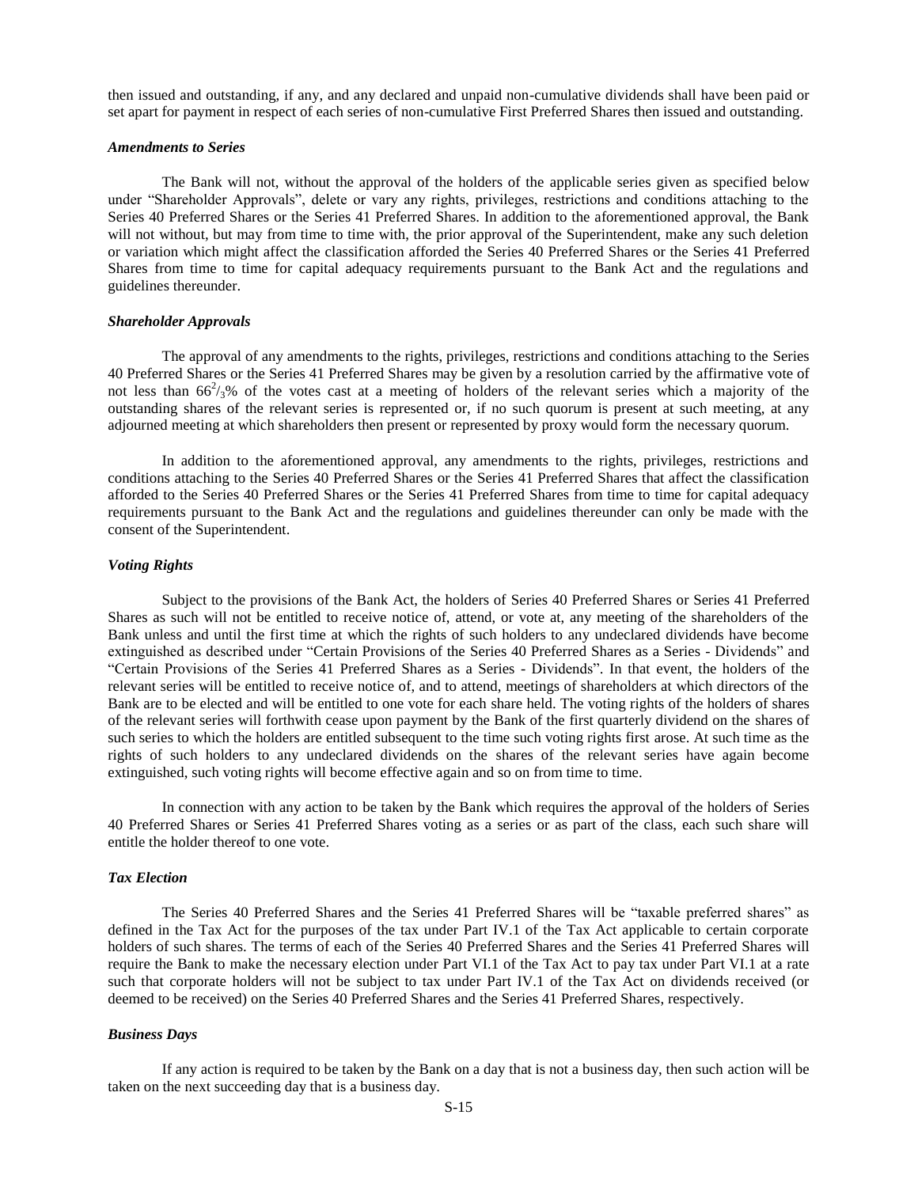then issued and outstanding, if any, and any declared and unpaid non-cumulative dividends shall have been paid or set apart for payment in respect of each series of non-cumulative First Preferred Shares then issued and outstanding.

***Amendments to Series***

The Bank will not, without the approval of the holders of the applicable series given as specified below under "Shareholder Approvals", delete or vary any rights, privileges, restrictions and conditions attaching to the Series 40 Preferred Shares or the Series 41 Preferred Shares. In addition to the aforementioned approval, the Bank will not without, but may from time to time with, the prior approval of the Superintendent, make any such deletion or variation which might affect the classification afforded the Series 40 Preferred Shares or the Series 41 Preferred Shares from time to time for capital adequacy requirements pursuant to the Bank Act and the regulations and guidelines thereunder.

***Shareholder Approvals***

The approval of any amendments to the rights, privileges, restrictions and conditions attaching to the Series 40 Preferred Shares or the Series 41 Preferred Shares may be given by a resolution carried by the affirmative vote of not less than $66^{2}/_{3}$% of the votes cast at a meeting of holders of the relevant series which a majority of the outstanding shares of the relevant series is represented or, if no such quorum is present at such meeting, at any adjourned meeting at which shareholders then present or represented by proxy would form the necessary quorum.

In addition to the aforementioned approval, any amendments to the rights, privileges, restrictions and conditions attaching to the Series 40 Preferred Shares or the Series 41 Preferred Shares that affect the classification afforded to the Series 40 Preferred Shares or the Series 41 Preferred Shares from time to time for capital adequacy requirements pursuant to the Bank Act and the regulations and guidelines thereunder can only be made with the consent of the Superintendent.

***Voting Rights***

Subject to the provisions of the Bank Act, the holders of Series 40 Preferred Shares or Series 41 Preferred Shares as such will not be entitled to receive notice of, attend, or vote at, any meeting of the shareholders of the Bank unless and until the first time at which the rights of such holders to any undeclared dividends have become extinguished as described under "Certain Provisions of the Series 40 Preferred Shares as a Series - Dividends" and "Certain Provisions of the Series 41 Preferred Shares as a Series - Dividends". In that event, the holders of the relevant series will be entitled to receive notice of, and to attend, meetings of shareholders at which directors of the Bank are to be elected and will be entitled to one vote for each share held. The voting rights of the holders of shares of the relevant series will forthwith cease upon payment by the Bank of the first quarterly dividend on the shares of such series to which the holders are entitled subsequent to the time such voting rights first arose. At such time as the rights of such holders to any undeclared dividends on the shares of the relevant series have again become extinguished, such voting rights will become effective again and so on from time to time.

In connection with any action to be taken by the Bank which requires the approval of the holders of Series 40 Preferred Shares or Series 41 Preferred Shares voting as a series or as part of the class, each such share will entitle the holder thereof to one vote.

***Tax Election***

The Series 40 Preferred Shares and the Series 41 Preferred Shares will be "taxable preferred shares" as defined in the Tax Act for the purposes of the tax under Part IV.1 of the Tax Act applicable to certain corporate holders of such shares. The terms of each of the Series 40 Preferred Shares and the Series 41 Preferred Shares will require the Bank to make the necessary election under Part VI.1 of the Tax Act to pay tax under Part VI.1 at a rate such that corporate holders will not be subject to tax under Part IV.1 of the Tax Act on dividends received (or deemed to be received) on the Series 40 Preferred Shares and the Series 41 Preferred Shares, respectively.

***Business Days***

If any action is required to be taken by the Bank on a day that is not a business day, then such action will be taken on the next succeeding day that is a business day.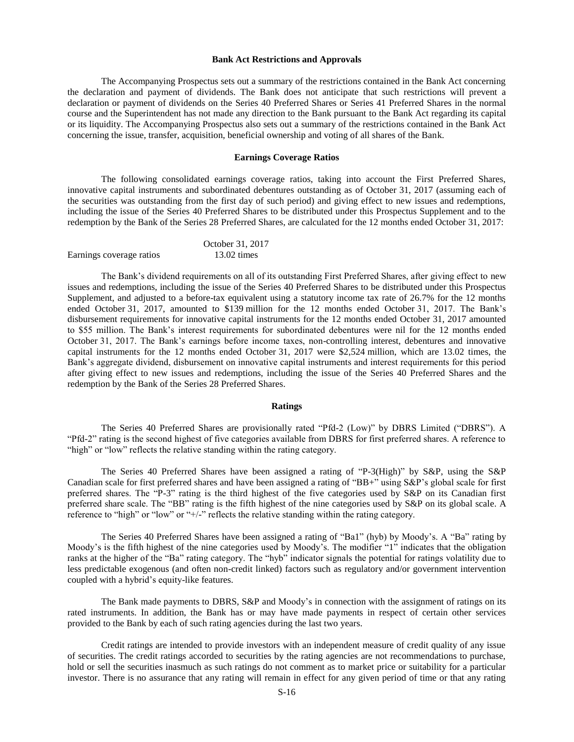### Bank Act Restrictions and Approvals

The Accompanying Prospectus sets out a summary of the restrictions contained in the Bank Act concerning the declaration and payment of dividends. The Bank does not anticipate that such restrictions will prevent a declaration or payment of dividends on the Series 40 Preferred Shares or Series 41 Preferred Shares in the normal course and the Superintendent has not made any direction to the Bank pursuant to the Bank Act regarding its capital or its liquidity. The Accompanying Prospectus also sets out a summary of the restrictions contained in the Bank Act concerning the issue, transfer, acquisition, beneficial ownership and voting of all shares of the Bank.

### Earnings Coverage Ratios

The following consolidated earnings coverage ratios, taking into account the First Preferred Shares, innovative capital instruments and subordinated debentures outstanding as of October 31, 2017 (assuming each of the securities was outstanding from the first day of such period) and giving effect to new issues and redemptions, including the issue of the Series 40 Preferred Shares to be distributed under this Prospectus Supplement and to the redemption by the Bank of the Series 28 Preferred Shares, are calculated for the 12 months ended October 31, 2017:

| | October 31, 2017 |
|---|---|
| Earnings coverage ratios | 13.02 times |

The Bank's dividend requirements on all of its outstanding First Preferred Shares, after giving effect to new issues and redemptions, including the issue of the Series 40 Preferred Shares to be distributed under this Prospectus Supplement, and adjusted to a before-tax equivalent using a statutory income tax rate of 26.7% for the 12 months ended October 31, 2017, amounted to $139 million for the 12 months ended October 31, 2017. The Bank's disbursement requirements for innovative capital instruments for the 12 months ended October 31, 2017 amounted to $55 million. The Bank's interest requirements for subordinated debentures were nil for the 12 months ended October 31, 2017. The Bank's earnings before income taxes, non-controlling interest, debentures and innovative capital instruments for the 12 months ended October 31, 2017 were $2,524 million, which are 13.02 times, the Bank's aggregate dividend, disbursement on innovative capital instruments and interest requirements for this period after giving effect to new issues and redemptions, including the issue of the Series 40 Preferred Shares and the redemption by the Bank of the Series 28 Preferred Shares.

### Ratings

The Series 40 Preferred Shares are provisionally rated "Pfd-2 (Low)" by DBRS Limited ("DBRS"). A "Pfd-2" rating is the second highest of five categories available from DBRS for first preferred shares. A reference to "high" or "low" reflects the relative standing within the rating category.

The Series 40 Preferred Shares have been assigned a rating of "P-3(High)" by S&P, using the S&P Canadian scale for first preferred shares and have been assigned a rating of "BB+" using S&P's global scale for first preferred shares. The "P-3" rating is the third highest of the five categories used by S&P on its Canadian first preferred share scale. The "BB" rating is the fifth highest of the nine categories used by S&P on its global scale. A reference to "high" or "low" or "+/-" reflects the relative standing within the rating category.

The Series 40 Preferred Shares have been assigned a rating of "Ba1" (hyb) by Moody's. A "Ba" rating by Moody's is the fifth highest of the nine categories used by Moody's. The modifier "1" indicates that the obligation ranks at the higher of the "Ba" rating category. The "hyb" indicator signals the potential for ratings volatility due to less predictable exogenous (and often non-credit linked) factors such as regulatory and/or government intervention coupled with a hybrid's equity-like features.

The Bank made payments to DBRS, S&P and Moody's in connection with the assignment of ratings on its rated instruments. In addition, the Bank has or may have made payments in respect of certain other services provided to the Bank by each of such rating agencies during the last two years.

Credit ratings are intended to provide investors with an independent measure of credit quality of any issue of securities. The credit ratings accorded to securities by the rating agencies are not recommendations to purchase, hold or sell the securities inasmuch as such ratings do not comment as to market price or suitability for a particular investor. There is no assurance that any rating will remain in effect for any given period of time or that any rating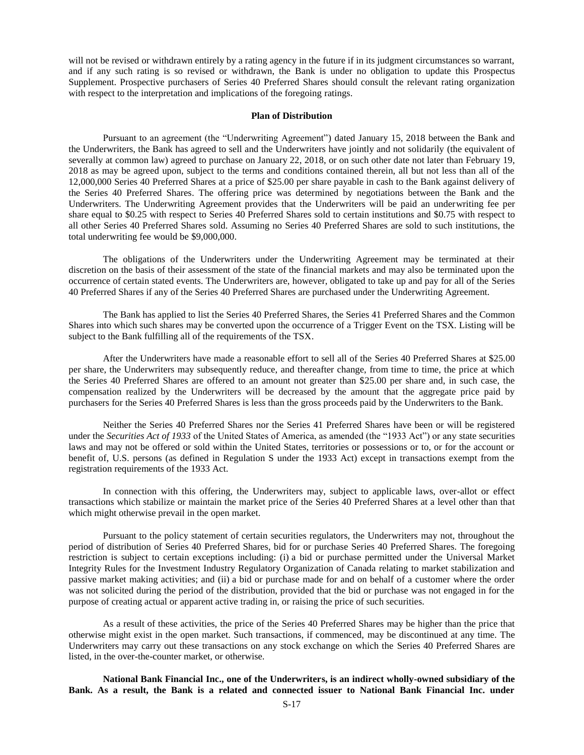will not be revised or withdrawn entirely by a rating agency in the future if in its judgment circumstances so warrant, and if any such rating is so revised or withdrawn, the Bank is under no obligation to update this Prospectus Supplement. Prospective purchasers of Series 40 Preferred Shares should consult the relevant rating organization with respect to the interpretation and implications of the foregoing ratings.

## Plan of Distribution

Pursuant to an agreement (the "Underwriting Agreement") dated January 15, 2018 between the Bank and the Underwriters, the Bank has agreed to sell and the Underwriters have jointly and not solidarily (the equivalent of severally at common law) agreed to purchase on January 22, 2018, or on such other date not later than February 19, 2018 as may be agreed upon, subject to the terms and conditions contained therein, all but not less than all of the 12,000,000 Series 40 Preferred Shares at a price of $25.00 per share payable in cash to the Bank against delivery of the Series 40 Preferred Shares. The offering price was determined by negotiations between the Bank and the Underwriters. The Underwriting Agreement provides that the Underwriters will be paid an underwriting fee per share equal to $0.25 with respect to Series 40 Preferred Shares sold to certain institutions and $0.75 with respect to all other Series 40 Preferred Shares sold. Assuming no Series 40 Preferred Shares are sold to such institutions, the total underwriting fee would be $9,000,000.

The obligations of the Underwriters under the Underwriting Agreement may be terminated at their discretion on the basis of their assessment of the state of the financial markets and may also be terminated upon the occurrence of certain stated events. The Underwriters are, however, obligated to take up and pay for all of the Series 40 Preferred Shares if any of the Series 40 Preferred Shares are purchased under the Underwriting Agreement.

The Bank has applied to list the Series 40 Preferred Shares, the Series 41 Preferred Shares and the Common Shares into which such shares may be converted upon the occurrence of a Trigger Event on the TSX. Listing will be subject to the Bank fulfilling all of the requirements of the TSX.

After the Underwriters have made a reasonable effort to sell all of the Series 40 Preferred Shares at $25.00 per share, the Underwriters may subsequently reduce, and thereafter change, from time to time, the price at which the Series 40 Preferred Shares are offered to an amount not greater than $25.00 per share and, in such case, the compensation realized by the Underwriters will be decreased by the amount that the aggregate price paid by purchasers for the Series 40 Preferred Shares is less than the gross proceeds paid by the Underwriters to the Bank.

Neither the Series 40 Preferred Shares nor the Series 41 Preferred Shares have been or will be registered under the *Securities Act of 1933* of the United States of America, as amended (the "1933 Act") or any state securities laws and may not be offered or sold within the United States, territories or possessions or to, or for the account or benefit of, U.S. persons (as defined in Regulation S under the 1933 Act) except in transactions exempt from the registration requirements of the 1933 Act.

In connection with this offering, the Underwriters may, subject to applicable laws, over-allot or effect transactions which stabilize or maintain the market price of the Series 40 Preferred Shares at a level other than that which might otherwise prevail in the open market.

Pursuant to the policy statement of certain securities regulators, the Underwriters may not, throughout the period of distribution of Series 40 Preferred Shares, bid for or purchase Series 40 Preferred Shares. The foregoing restriction is subject to certain exceptions including: (i) a bid or purchase permitted under the Universal Market Integrity Rules for the Investment Industry Regulatory Organization of Canada relating to market stabilization and passive market making activities; and (ii) a bid or purchase made for and on behalf of a customer where the order was not solicited during the period of the distribution, provided that the bid or purchase was not engaged in for the purpose of creating actual or apparent active trading in, or raising the price of such securities.

As a result of these activities, the price of the Series 40 Preferred Shares may be higher than the price that otherwise might exist in the open market. Such transactions, if commenced, may be discontinued at any time. The Underwriters may carry out these transactions on any stock exchange on which the Series 40 Preferred Shares are listed, in the over-the-counter market, or otherwise.

**National Bank Financial Inc., one of the Underwriters, is an indirect wholly-owned subsidiary of the Bank. As a result, the Bank is a related and connected issuer to National Bank Financial Inc. under**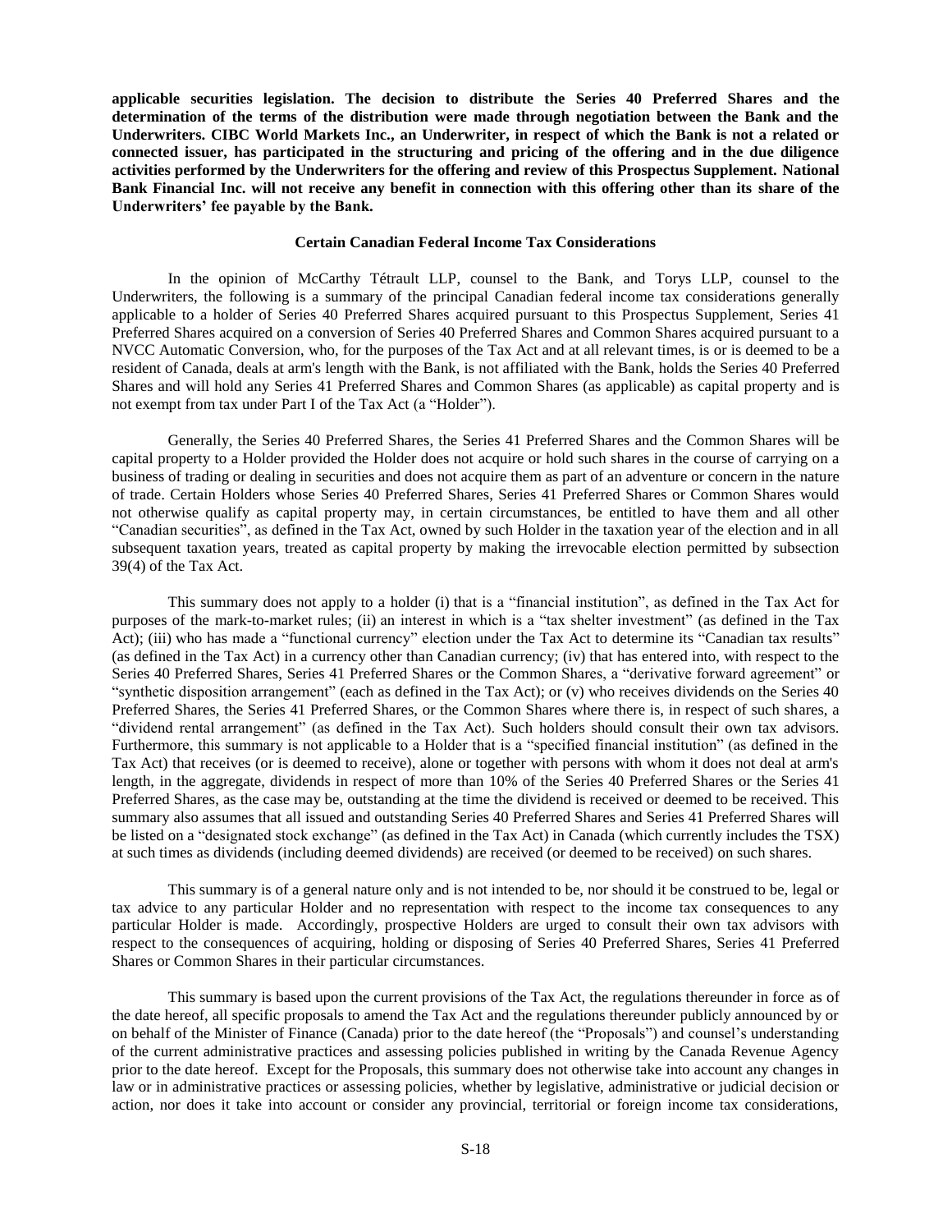**applicable securities legislation. The decision to distribute the Series 40 Preferred Shares and the determination of the terms of the distribution were made through negotiation between the Bank and the Underwriters. CIBC World Markets Inc., an Underwriter, in respect of which the Bank is not a related or connected issuer, has participated in the structuring and pricing of the offering and in the due diligence activities performed by the Underwriters for the offering and review of this Prospectus Supplement. National Bank Financial Inc. will not receive any benefit in connection with this offering other than its share of the Underwriters' fee payable by the Bank.**

**Certain Canadian Federal Income Tax Considerations**

In the opinion of McCarthy Tétrault LLP, counsel to the Bank, and Torys LLP, counsel to the Underwriters, the following is a summary of the principal Canadian federal income tax considerations generally applicable to a holder of Series 40 Preferred Shares acquired pursuant to this Prospectus Supplement, Series 41 Preferred Shares acquired on a conversion of Series 40 Preferred Shares and Common Shares acquired pursuant to a NVCC Automatic Conversion, who, for the purposes of the Tax Act and at all relevant times, is or is deemed to be a resident of Canada, deals at arm's length with the Bank, is not affiliated with the Bank, holds the Series 40 Preferred Shares and will hold any Series 41 Preferred Shares and Common Shares (as applicable) as capital property and is not exempt from tax under Part I of the Tax Act (a "Holder").

Generally, the Series 40 Preferred Shares, the Series 41 Preferred Shares and the Common Shares will be capital property to a Holder provided the Holder does not acquire or hold such shares in the course of carrying on a business of trading or dealing in securities and does not acquire them as part of an adventure or concern in the nature of trade. Certain Holders whose Series 40 Preferred Shares, Series 41 Preferred Shares or Common Shares would not otherwise qualify as capital property may, in certain circumstances, be entitled to have them and all other "Canadian securities", as defined in the Tax Act, owned by such Holder in the taxation year of the election and in all subsequent taxation years, treated as capital property by making the irrevocable election permitted by subsection 39(4) of the Tax Act.

This summary does not apply to a holder (i) that is a "financial institution", as defined in the Tax Act for purposes of the mark-to-market rules; (ii) an interest in which is a "tax shelter investment" (as defined in the Tax Act); (iii) who has made a "functional currency" election under the Tax Act to determine its "Canadian tax results" (as defined in the Tax Act) in a currency other than Canadian currency; (iv) that has entered into, with respect to the Series 40 Preferred Shares, Series 41 Preferred Shares or the Common Shares, a "derivative forward agreement" or "synthetic disposition arrangement" (each as defined in the Tax Act); or (v) who receives dividends on the Series 40 Preferred Shares, the Series 41 Preferred Shares, or the Common Shares where there is, in respect of such shares, a "dividend rental arrangement" (as defined in the Tax Act). Such holders should consult their own tax advisors. Furthermore, this summary is not applicable to a Holder that is a "specified financial institution" (as defined in the Tax Act) that receives (or is deemed to receive), alone or together with persons with whom it does not deal at arm's length, in the aggregate, dividends in respect of more than 10% of the Series 40 Preferred Shares or the Series 41 Preferred Shares, as the case may be, outstanding at the time the dividend is received or deemed to be received. This summary also assumes that all issued and outstanding Series 40 Preferred Shares and Series 41 Preferred Shares will be listed on a "designated stock exchange" (as defined in the Tax Act) in Canada (which currently includes the TSX) at such times as dividends (including deemed dividends) are received (or deemed to be received) on such shares.

This summary is of a general nature only and is not intended to be, nor should it be construed to be, legal or tax advice to any particular Holder and no representation with respect to the income tax consequences to any particular Holder is made. Accordingly, prospective Holders are urged to consult their own tax advisors with respect to the consequences of acquiring, holding or disposing of Series 40 Preferred Shares, Series 41 Preferred Shares or Common Shares in their particular circumstances.

This summary is based upon the current provisions of the Tax Act, the regulations thereunder in force as of the date hereof, all specific proposals to amend the Tax Act and the regulations thereunder publicly announced by or on behalf of the Minister of Finance (Canada) prior to the date hereof (the "Proposals") and counsel's understanding of the current administrative practices and assessing policies published in writing by the Canada Revenue Agency prior to the date hereof. Except for the Proposals, this summary does not otherwise take into account any changes in law or in administrative practices or assessing policies, whether by legislative, administrative or judicial decision or action, nor does it take into account or consider any provincial, territorial or foreign income tax considerations,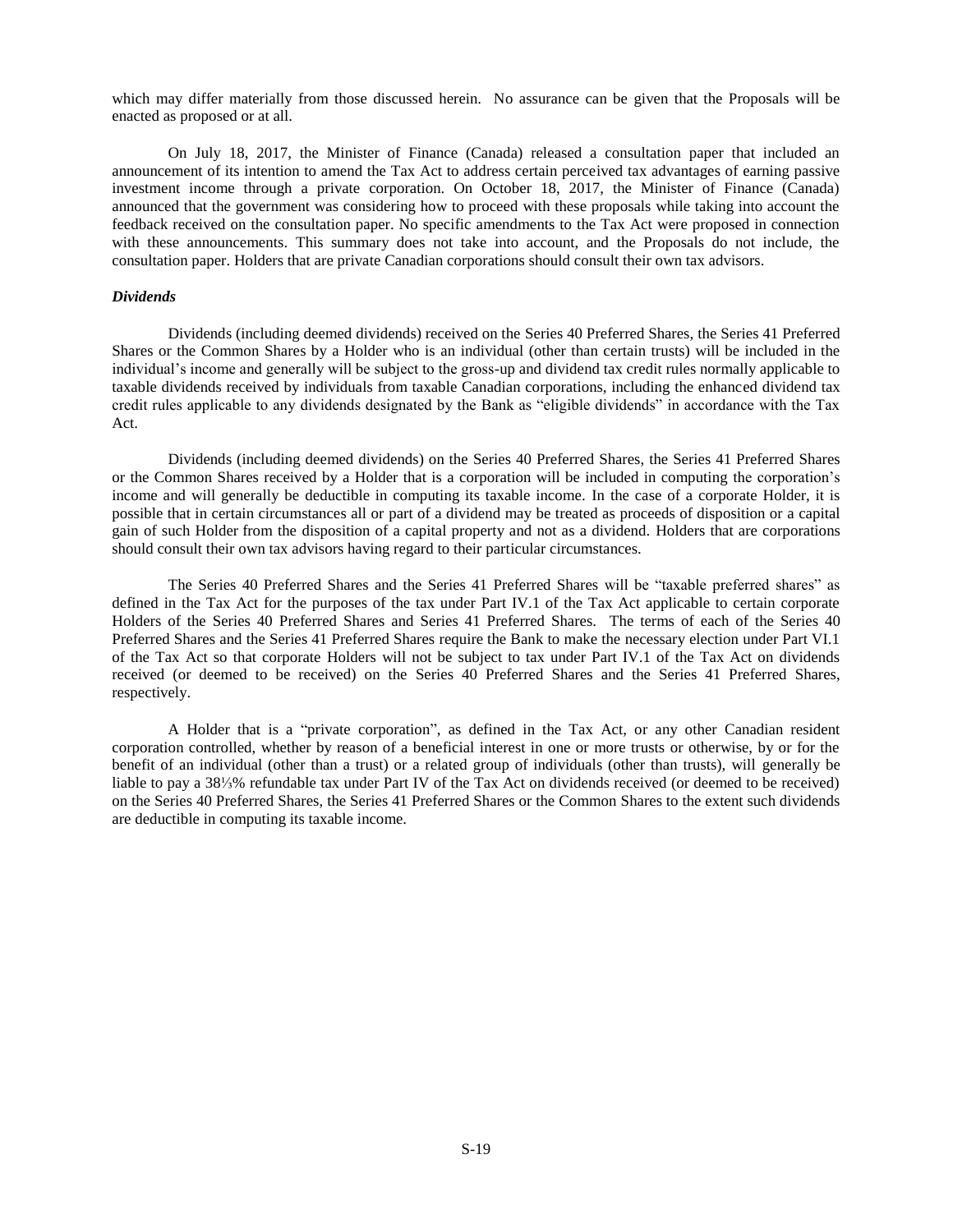which may differ materially from those discussed herein. No assurance can be given that the Proposals will be enacted as proposed or at all.

On July 18, 2017, the Minister of Finance (Canada) released a consultation paper that included an announcement of its intention to amend the Tax Act to address certain perceived tax advantages of earning passive investment income through a private corporation. On October 18, 2017, the Minister of Finance (Canada) announced that the government was considering how to proceed with these proposals while taking into account the feedback received on the consultation paper. No specific amendments to the Tax Act were proposed in connection with these announcements. This summary does not take into account, and the Proposals do not include, the consultation paper. Holders that are private Canadian corporations should consult their own tax advisors.

***Dividends***

Dividends (including deemed dividends) received on the Series 40 Preferred Shares, the Series 41 Preferred Shares or the Common Shares by a Holder who is an individual (other than certain trusts) will be included in the individual's income and generally will be subject to the gross-up and dividend tax credit rules normally applicable to taxable dividends received by individuals from taxable Canadian corporations, including the enhanced dividend tax credit rules applicable to any dividends designated by the Bank as "eligible dividends" in accordance with the Tax Act.

Dividends (including deemed dividends) on the Series 40 Preferred Shares, the Series 41 Preferred Shares or the Common Shares received by a Holder that is a corporation will be included in computing the corporation's income and will generally be deductible in computing its taxable income. In the case of a corporate Holder, it is possible that in certain circumstances all or part of a dividend may be treated as proceeds of disposition or a capital gain of such Holder from the disposition of a capital property and not as a dividend. Holders that are corporations should consult their own tax advisors having regard to their particular circumstances.

The Series 40 Preferred Shares and the Series 41 Preferred Shares will be "taxable preferred shares" as defined in the Tax Act for the purposes of the tax under Part IV.1 of the Tax Act applicable to certain corporate Holders of the Series 40 Preferred Shares and Series 41 Preferred Shares. The terms of each of the Series 40 Preferred Shares and the Series 41 Preferred Shares require the Bank to make the necessary election under Part VI.1 of the Tax Act so that corporate Holders will not be subject to tax under Part IV.1 of the Tax Act on dividends received (or deemed to be received) on the Series 40 Preferred Shares and the Series 41 Preferred Shares, respectively.

A Holder that is a "private corporation", as defined in the Tax Act, or any other Canadian resident corporation controlled, whether by reason of a beneficial interest in one or more trusts or otherwise, by or for the benefit of an individual (other than a trust) or a related group of individuals (other than trusts), will generally be liable to pay a 38⅓% refundable tax under Part IV of the Tax Act on dividends received (or deemed to be received) on the Series 40 Preferred Shares, the Series 41 Preferred Shares or the Common Shares to the extent such dividends are deductible in computing its taxable income.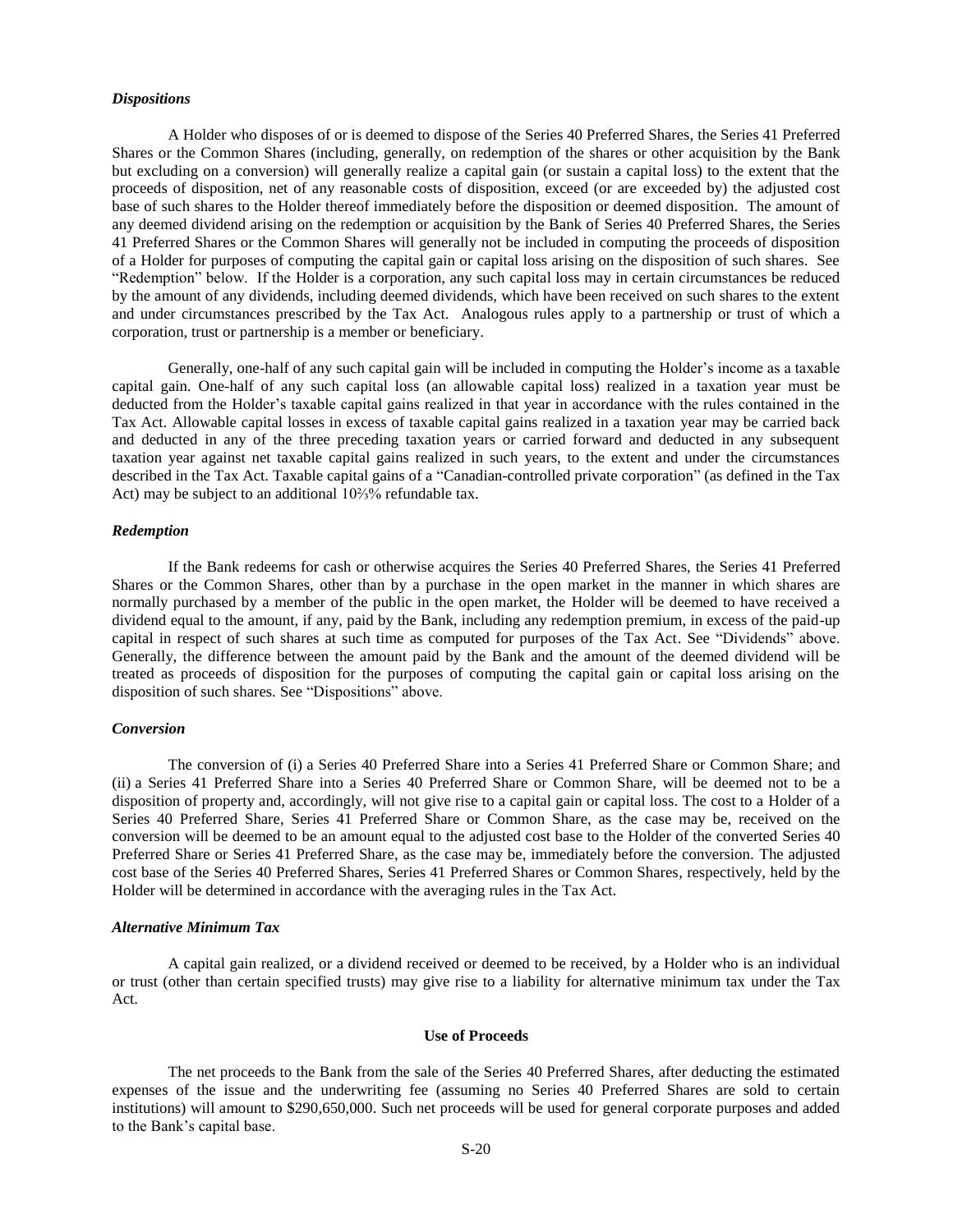### *Dispositions*

A Holder who disposes of or is deemed to dispose of the Series 40 Preferred Shares, the Series 41 Preferred Shares or the Common Shares (including, generally, on redemption of the shares or other acquisition by the Bank but excluding on a conversion) will generally realize a capital gain (or sustain a capital loss) to the extent that the proceeds of disposition, net of any reasonable costs of disposition, exceed (or are exceeded by) the adjusted cost base of such shares to the Holder thereof immediately before the disposition or deemed disposition. The amount of any deemed dividend arising on the redemption or acquisition by the Bank of Series 40 Preferred Shares, the Series 41 Preferred Shares or the Common Shares will generally not be included in computing the proceeds of disposition of a Holder for purposes of computing the capital gain or capital loss arising on the disposition of such shares. See "Redemption" below. If the Holder is a corporation, any such capital loss may in certain circumstances be reduced by the amount of any dividends, including deemed dividends, which have been received on such shares to the extent and under circumstances prescribed by the Tax Act. Analogous rules apply to a partnership or trust of which a corporation, trust or partnership is a member or beneficiary.

Generally, one-half of any such capital gain will be included in computing the Holder's income as a taxable capital gain. One-half of any such capital loss (an allowable capital loss) realized in a taxation year must be deducted from the Holder's taxable capital gains realized in that year in accordance with the rules contained in the Tax Act. Allowable capital losses in excess of taxable capital gains realized in a taxation year may be carried back and deducted in any of the three preceding taxation years or carried forward and deducted in any subsequent taxation year against net taxable capital gains realized in such years, to the extent and under the circumstances described in the Tax Act. Taxable capital gains of a "Canadian-controlled private corporation" (as defined in the Tax Act) may be subject to an additional 10⅔% refundable tax.

### *Redemption*

If the Bank redeems for cash or otherwise acquires the Series 40 Preferred Shares, the Series 41 Preferred Shares or the Common Shares, other than by a purchase in the open market in the manner in which shares are normally purchased by a member of the public in the open market, the Holder will be deemed to have received a dividend equal to the amount, if any, paid by the Bank, including any redemption premium, in excess of the paid-up capital in respect of such shares at such time as computed for purposes of the Tax Act. See "Dividends" above. Generally, the difference between the amount paid by the Bank and the amount of the deemed dividend will be treated as proceeds of disposition for the purposes of computing the capital gain or capital loss arising on the disposition of such shares. See "Dispositions" above.

### *Conversion*

The conversion of (i) a Series 40 Preferred Share into a Series 41 Preferred Share or Common Share; and (ii) a Series 41 Preferred Share into a Series 40 Preferred Share or Common Share, will be deemed not to be a disposition of property and, accordingly, will not give rise to a capital gain or capital loss. The cost to a Holder of a Series 40 Preferred Share, Series 41 Preferred Share or Common Share, as the case may be, received on the conversion will be deemed to be an amount equal to the adjusted cost base to the Holder of the converted Series 40 Preferred Share or Series 41 Preferred Share, as the case may be, immediately before the conversion. The adjusted cost base of the Series 40 Preferred Shares, Series 41 Preferred Shares or Common Shares, respectively, held by the Holder will be determined in accordance with the averaging rules in the Tax Act.

### *Alternative Minimum Tax*

A capital gain realized, or a dividend received or deemed to be received, by a Holder who is an individual or trust (other than certain specified trusts) may give rise to a liability for alternative minimum tax under the Tax Act.

## Use of Proceeds

The net proceeds to the Bank from the sale of the Series 40 Preferred Shares, after deducting the estimated expenses of the issue and the underwriting fee (assuming no Series 40 Preferred Shares are sold to certain institutions) will amount to $290,650,000. Such net proceeds will be used for general corporate purposes and added to the Bank's capital base.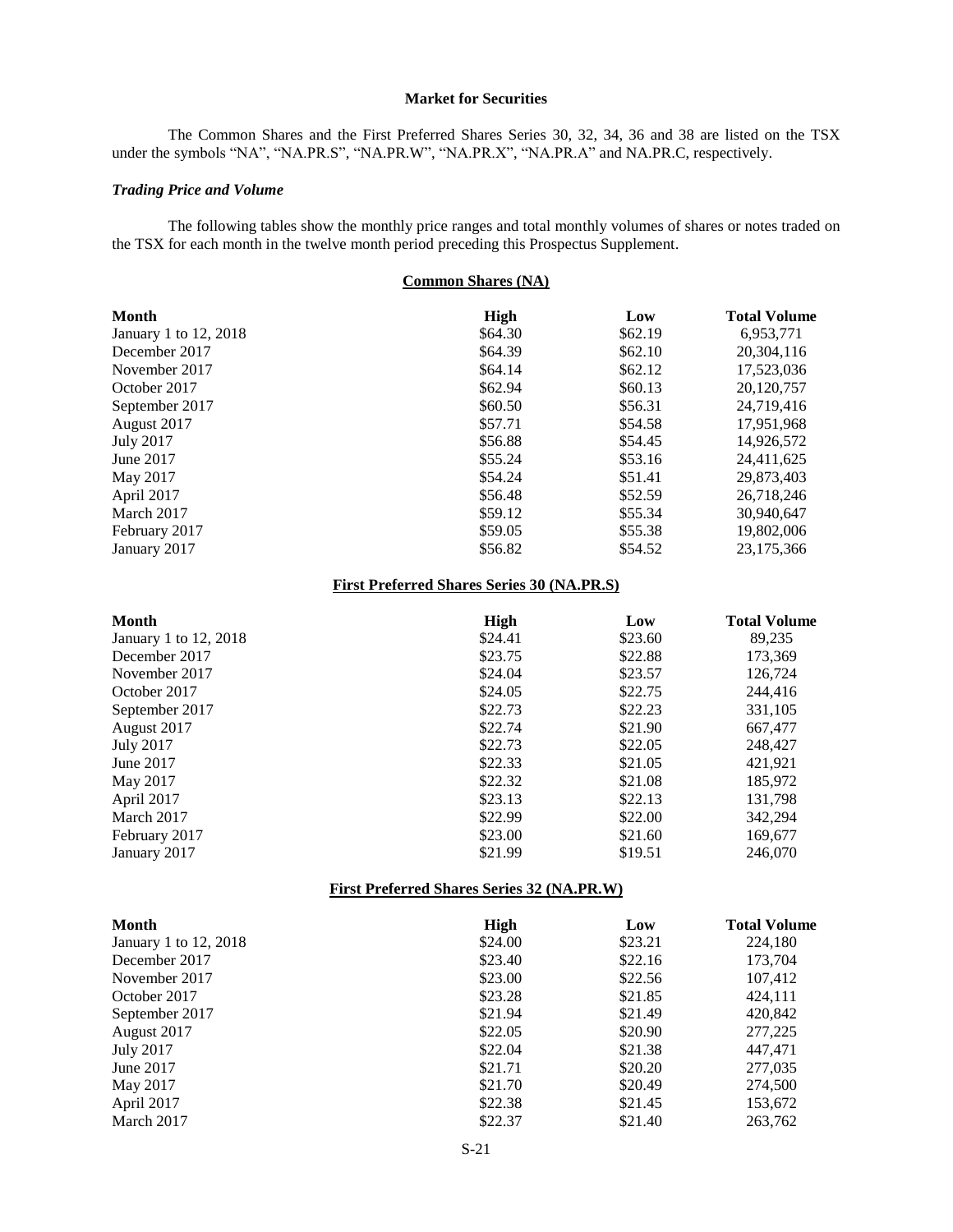## Market for Securities

The Common Shares and the First Preferred Shares Series 30, 32, 34, 36 and 38 are listed on the TSX under the symbols "NA", "NA.PR.S", "NA.PR.W", "NA.PR.X", "NA.PR.A" and NA.PR.C, respectively.

### *Trading Price and Volume*

The following tables show the monthly price ranges and total monthly volumes of shares or notes traded on the TSX for each month in the twelve month period preceding this Prospectus Supplement.

**Common Shares (NA)**

| Month | High | Low | Total Volume |
|---|---|---|---|
| January 1 to 12, 2018 | $64.30 | $62.19 | 6,953,771 |
| December 2017 | $64.39 | $62.10 | 20,304,116 |
| November 2017 | $64.14 | $62.12 | 17,523,036 |
| October 2017 | $62.94 | $60.13 | 20,120,757 |
| September 2017 | $60.50 | $56.31 | 24,719,416 |
| August 2017 | $57.71 | $54.58 | 17,951,968 |
| July 2017 | $56.88 | $54.45 | 14,926,572 |
| June 2017 | $55.24 | $53.16 | 24,411,625 |
| May 2017 | $54.24 | $51.41 | 29,873,403 |
| April 2017 | $56.48 | $52.59 | 26,718,246 |
| March 2017 | $59.12 | $55.34 | 30,940,647 |
| February 2017 | $59.05 | $55.38 | 19,802,006 |
| January 2017 | $56.82 | $54.52 | 23,175,366 |

**First Preferred Shares Series 30 (NA.PR.S)**

| Month | High | Low | Total Volume |
|---|---|---|---|
| January 1 to 12, 2018 | $24.41 | $23.60 | 89,235 |
| December 2017 | $23.75 | $22.88 | 173,369 |
| November 2017 | $24.04 | $23.57 | 126,724 |
| October 2017 | $24.05 | $22.75 | 244,416 |
| September 2017 | $22.73 | $22.23 | 331,105 |
| August 2017 | $22.74 | $21.90 | 667,477 |
| July 2017 | $22.73 | $22.05 | 248,427 |
| June 2017 | $22.33 | $21.05 | 421,921 |
| May 2017 | $22.32 | $21.08 | 185,972 |
| April 2017 | $23.13 | $22.13 | 131,798 |
| March 2017 | $22.99 | $22.00 | 342,294 |
| February 2017 | $23.00 | $21.60 | 169,677 |
| January 2017 | $21.99 | $19.51 | 246,070 |

**First Preferred Shares Series 32 (NA.PR.W)**

| Month | High | Low | Total Volume |
|---|---|---|---|
| January 1 to 12, 2018 | $24.00 | $23.21 | 224,180 |
| December 2017 | $23.40 | $22.16 | 173,704 |
| November 2017 | $23.00 | $22.56 | 107,412 |
| October 2017 | $23.28 | $21.85 | 424,111 |
| September 2017 | $21.94 | $21.49 | 420,842 |
| August 2017 | $22.05 | $20.90 | 277,225 |
| July 2017 | $22.04 | $21.38 | 447,471 |
| June 2017 | $21.71 | $20.20 | 277,035 |
| May 2017 | $21.70 | $20.49 | 274,500 |
| April 2017 | $22.38 | $21.45 | 153,672 |
| March 2017 | $22.37 | $21.40 | 263,762 |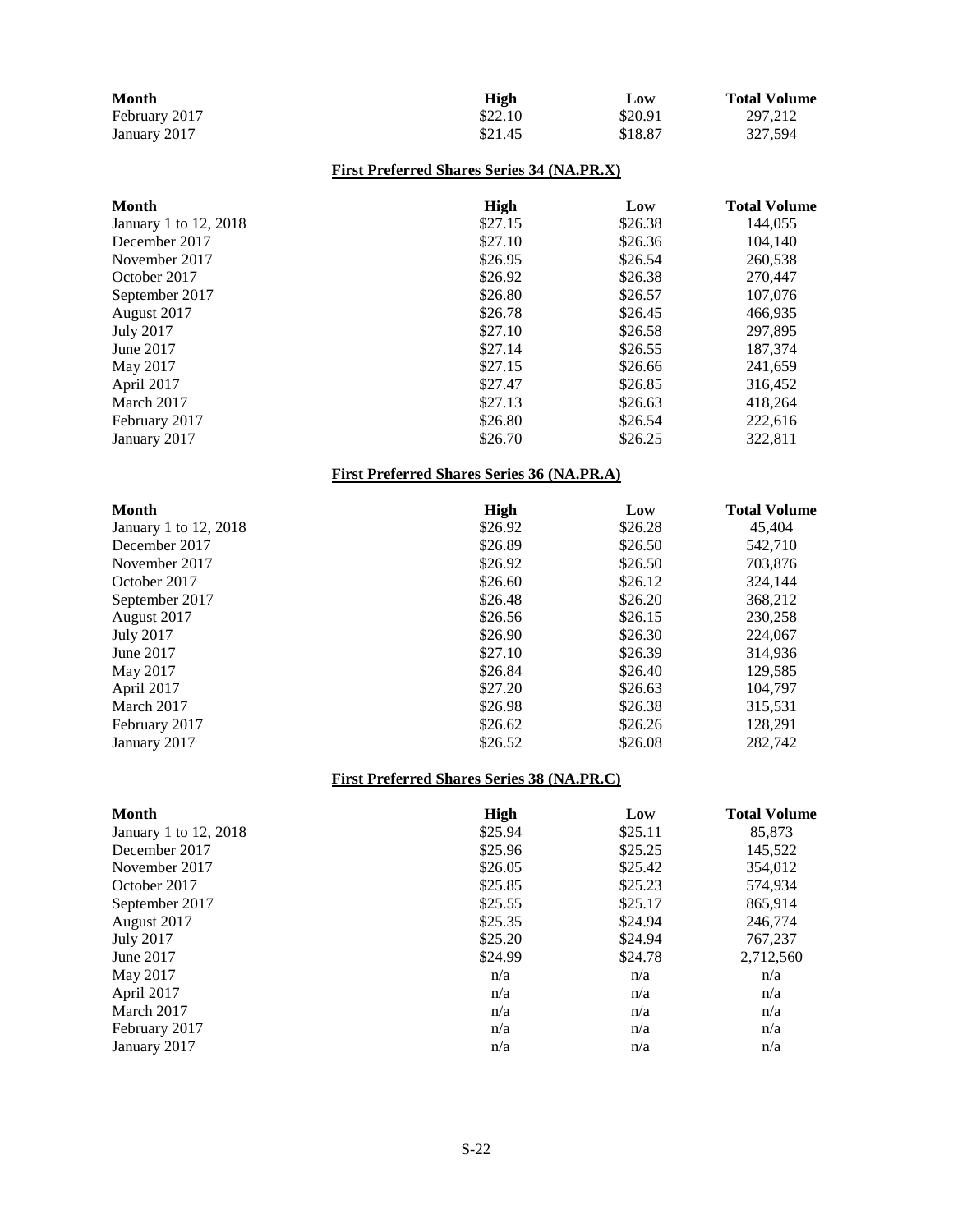| Month | High | Low | Total Volume |
|---|---|---|---|
| February 2017 | $22.10 | $20.91 | 297,212 |
| January 2017 | $21.45 | $18.87 | 327,594 |

**First Preferred Shares Series 34 (NA.PR.X)**

| Month | High | Low | Total Volume |
|---|---|---|---|
| January 1 to 12, 2018 | $27.15 | $26.38 | 144,055 |
| December 2017 | $27.10 | $26.36 | 104,140 |
| November 2017 | $26.95 | $26.54 | 260,538 |
| October 2017 | $26.92 | $26.38 | 270,447 |
| September 2017 | $26.80 | $26.57 | 107,076 |
| August 2017 | $26.78 | $26.45 | 466,935 |
| July 2017 | $27.10 | $26.58 | 297,895 |
| June 2017 | $27.14 | $26.55 | 187,374 |
| May 2017 | $27.15 | $26.66 | 241,659 |
| April 2017 | $27.47 | $26.85 | 316,452 |
| March 2017 | $27.13 | $26.63 | 418,264 |
| February 2017 | $26.80 | $26.54 | 222,616 |
| January 2017 | $26.70 | $26.25 | 322,811 |

**First Preferred Shares Series 36 (NA.PR.A)**

| Month | High | Low | Total Volume |
|---|---|---|---|
| January 1 to 12, 2018 | $26.92 | $26.28 | 45,404 |
| December 2017 | $26.89 | $26.50 | 542,710 |
| November 2017 | $26.92 | $26.50 | 703,876 |
| October 2017 | $26.60 | $26.12 | 324,144 |
| September 2017 | $26.48 | $26.20 | 368,212 |
| August 2017 | $26.56 | $26.15 | 230,258 |
| July 2017 | $26.90 | $26.30 | 224,067 |
| June 2017 | $27.10 | $26.39 | 314,936 |
| May 2017 | $26.84 | $26.40 | 129,585 |
| April 2017 | $27.20 | $26.63 | 104,797 |
| March 2017 | $26.98 | $26.38 | 315,531 |
| February 2017 | $26.62 | $26.26 | 128,291 |
| January 2017 | $26.52 | $26.08 | 282,742 |

**First Preferred Shares Series 38 (NA.PR.C)**

| Month | High | Low | Total Volume |
|---|---|---|---|
| January 1 to 12, 2018 | $25.94 | $25.11 | 85,873 |
| December 2017 | $25.96 | $25.25 | 145,522 |
| November 2017 | $26.05 | $25.42 | 354,012 |
| October 2017 | $25.85 | $25.23 | 574,934 |
| September 2017 | $25.55 | $25.17 | 865,914 |
| August 2017 | $25.35 | $24.94 | 246,774 |
| July 2017 | $25.20 | $24.94 | 767,237 |
| June 2017 | $24.99 | $24.78 | 2,712,560 |
| May 2017 | n/a | n/a | n/a |
| April 2017 | n/a | n/a | n/a |
| March 2017 | n/a | n/a | n/a |
| February 2017 | n/a | n/a | n/a |
| January 2017 | n/a | n/a | n/a |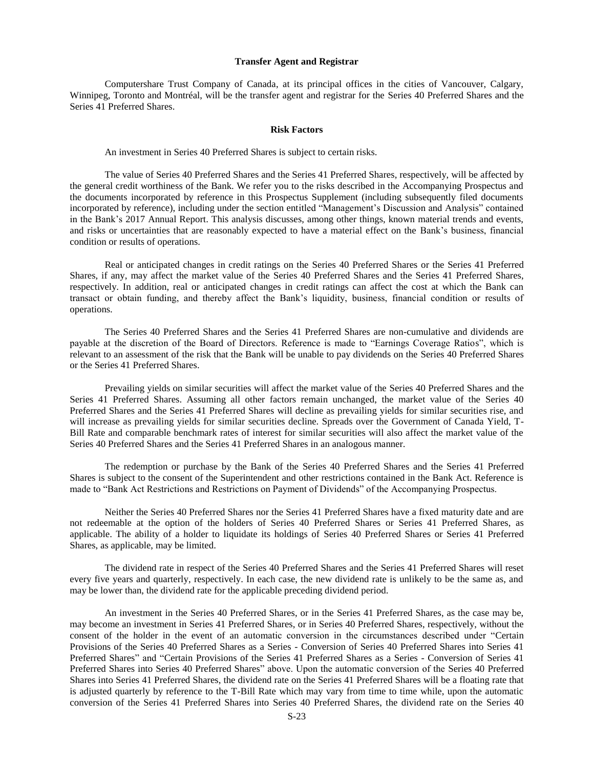### Transfer Agent and Registrar

Computershare Trust Company of Canada, at its principal offices in the cities of Vancouver, Calgary, Winnipeg, Toronto and Montréal, will be the transfer agent and registrar for the Series 40 Preferred Shares and the Series 41 Preferred Shares.

### Risk Factors

An investment in Series 40 Preferred Shares is subject to certain risks.

The value of Series 40 Preferred Shares and the Series 41 Preferred Shares, respectively, will be affected by the general credit worthiness of the Bank. We refer you to the risks described in the Accompanying Prospectus and the documents incorporated by reference in this Prospectus Supplement (including subsequently filed documents incorporated by reference), including under the section entitled "Management's Discussion and Analysis" contained in the Bank's 2017 Annual Report. This analysis discusses, among other things, known material trends and events, and risks or uncertainties that are reasonably expected to have a material effect on the Bank's business, financial condition or results of operations.

Real or anticipated changes in credit ratings on the Series 40 Preferred Shares or the Series 41 Preferred Shares, if any, may affect the market value of the Series 40 Preferred Shares and the Series 41 Preferred Shares, respectively. In addition, real or anticipated changes in credit ratings can affect the cost at which the Bank can transact or obtain funding, and thereby affect the Bank's liquidity, business, financial condition or results of operations.

The Series 40 Preferred Shares and the Series 41 Preferred Shares are non-cumulative and dividends are payable at the discretion of the Board of Directors. Reference is made to "Earnings Coverage Ratios", which is relevant to an assessment of the risk that the Bank will be unable to pay dividends on the Series 40 Preferred Shares or the Series 41 Preferred Shares.

Prevailing yields on similar securities will affect the market value of the Series 40 Preferred Shares and the Series 41 Preferred Shares. Assuming all other factors remain unchanged, the market value of the Series 40 Preferred Shares and the Series 41 Preferred Shares will decline as prevailing yields for similar securities rise, and will increase as prevailing yields for similar securities decline. Spreads over the Government of Canada Yield, T-Bill Rate and comparable benchmark rates of interest for similar securities will also affect the market value of the Series 40 Preferred Shares and the Series 41 Preferred Shares in an analogous manner.

The redemption or purchase by the Bank of the Series 40 Preferred Shares and the Series 41 Preferred Shares is subject to the consent of the Superintendent and other restrictions contained in the Bank Act. Reference is made to "Bank Act Restrictions and Restrictions on Payment of Dividends" of the Accompanying Prospectus.

Neither the Series 40 Preferred Shares nor the Series 41 Preferred Shares have a fixed maturity date and are not redeemable at the option of the holders of Series 40 Preferred Shares or Series 41 Preferred Shares, as applicable. The ability of a holder to liquidate its holdings of Series 40 Preferred Shares or Series 41 Preferred Shares, as applicable, may be limited.

The dividend rate in respect of the Series 40 Preferred Shares and the Series 41 Preferred Shares will reset every five years and quarterly, respectively. In each case, the new dividend rate is unlikely to be the same as, and may be lower than, the dividend rate for the applicable preceding dividend period.

An investment in the Series 40 Preferred Shares, or in the Series 41 Preferred Shares, as the case may be, may become an investment in Series 41 Preferred Shares, or in Series 40 Preferred Shares, respectively, without the consent of the holder in the event of an automatic conversion in the circumstances described under "Certain Provisions of the Series 40 Preferred Shares as a Series - Conversion of Series 40 Preferred Shares into Series 41 Preferred Shares" and "Certain Provisions of the Series 41 Preferred Shares as a Series - Conversion of Series 41 Preferred Shares into Series 40 Preferred Shares" above. Upon the automatic conversion of the Series 40 Preferred Shares into Series 41 Preferred Shares, the dividend rate on the Series 41 Preferred Shares will be a floating rate that is adjusted quarterly by reference to the T-Bill Rate which may vary from time to time while, upon the automatic conversion of the Series 41 Preferred Shares into Series 40 Preferred Shares, the dividend rate on the Series 40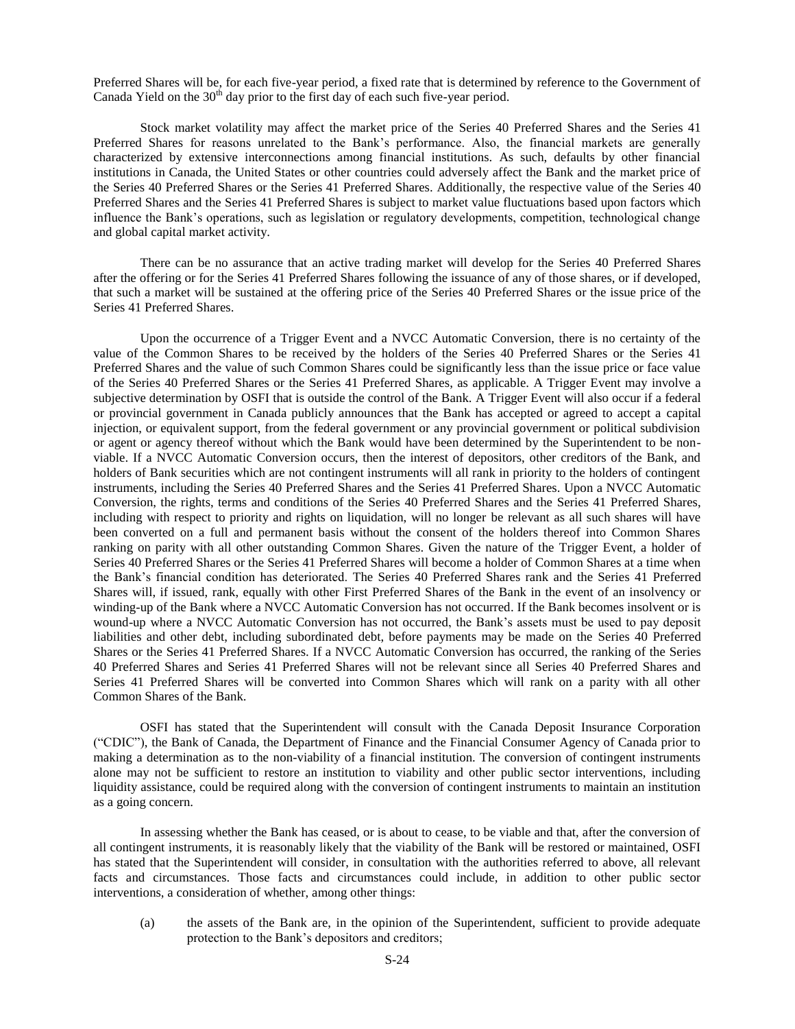Preferred Shares will be, for each five-year period, a fixed rate that is determined by reference to the Government of Canada Yield on the 30th day prior to the first day of each such five-year period.

Stock market volatility may affect the market price of the Series 40 Preferred Shares and the Series 41 Preferred Shares for reasons unrelated to the Bank's performance. Also, the financial markets are generally characterized by extensive interconnections among financial institutions. As such, defaults by other financial institutions in Canada, the United States or other countries could adversely affect the Bank and the market price of the Series 40 Preferred Shares or the Series 41 Preferred Shares. Additionally, the respective value of the Series 40 Preferred Shares and the Series 41 Preferred Shares is subject to market value fluctuations based upon factors which influence the Bank's operations, such as legislation or regulatory developments, competition, technological change and global capital market activity.

There can be no assurance that an active trading market will develop for the Series 40 Preferred Shares after the offering or for the Series 41 Preferred Shares following the issuance of any of those shares, or if developed, that such a market will be sustained at the offering price of the Series 40 Preferred Shares or the issue price of the Series 41 Preferred Shares.

Upon the occurrence of a Trigger Event and a NVCC Automatic Conversion, there is no certainty of the value of the Common Shares to be received by the holders of the Series 40 Preferred Shares or the Series 41 Preferred Shares and the value of such Common Shares could be significantly less than the issue price or face value of the Series 40 Preferred Shares or the Series 41 Preferred Shares, as applicable. A Trigger Event may involve a subjective determination by OSFI that is outside the control of the Bank. A Trigger Event will also occur if a federal or provincial government in Canada publicly announces that the Bank has accepted or agreed to accept a capital injection, or equivalent support, from the federal government or any provincial government or political subdivision or agent or agency thereof without which the Bank would have been determined by the Superintendent to be non-viable. If a NVCC Automatic Conversion occurs, then the interest of depositors, other creditors of the Bank, and holders of Bank securities which are not contingent instruments will all rank in priority to the holders of contingent instruments, including the Series 40 Preferred Shares and the Series 41 Preferred Shares. Upon a NVCC Automatic Conversion, the rights, terms and conditions of the Series 40 Preferred Shares and the Series 41 Preferred Shares, including with respect to priority and rights on liquidation, will no longer be relevant as all such shares will have been converted on a full and permanent basis without the consent of the holders thereof into Common Shares ranking on parity with all other outstanding Common Shares. Given the nature of the Trigger Event, a holder of Series 40 Preferred Shares or the Series 41 Preferred Shares will become a holder of Common Shares at a time when the Bank's financial condition has deteriorated. The Series 40 Preferred Shares rank and the Series 41 Preferred Shares will, if issued, rank, equally with other First Preferred Shares of the Bank in the event of an insolvency or winding-up of the Bank where a NVCC Automatic Conversion has not occurred. If the Bank becomes insolvent or is wound-up where a NVCC Automatic Conversion has not occurred, the Bank's assets must be used to pay deposit liabilities and other debt, including subordinated debt, before payments may be made on the Series 40 Preferred Shares or the Series 41 Preferred Shares. If a NVCC Automatic Conversion has occurred, the ranking of the Series 40 Preferred Shares and Series 41 Preferred Shares will not be relevant since all Series 40 Preferred Shares and Series 41 Preferred Shares will be converted into Common Shares which will rank on a parity with all other Common Shares of the Bank.

OSFI has stated that the Superintendent will consult with the Canada Deposit Insurance Corporation ("CDIC"), the Bank of Canada, the Department of Finance and the Financial Consumer Agency of Canada prior to making a determination as to the non-viability of a financial institution. The conversion of contingent instruments alone may not be sufficient to restore an institution to viability and other public sector interventions, including liquidity assistance, could be required along with the conversion of contingent instruments to maintain an institution as a going concern.

In assessing whether the Bank has ceased, or is about to cease, to be viable and that, after the conversion of all contingent instruments, it is reasonably likely that the viability of the Bank will be restored or maintained, OSFI has stated that the Superintendent will consider, in consultation with the authorities referred to above, all relevant facts and circumstances. Those facts and circumstances could include, in addition to other public sector interventions, a consideration of whether, among other things:

(a) the assets of the Bank are, in the opinion of the Superintendent, sufficient to provide adequate protection to the Bank's depositors and creditors;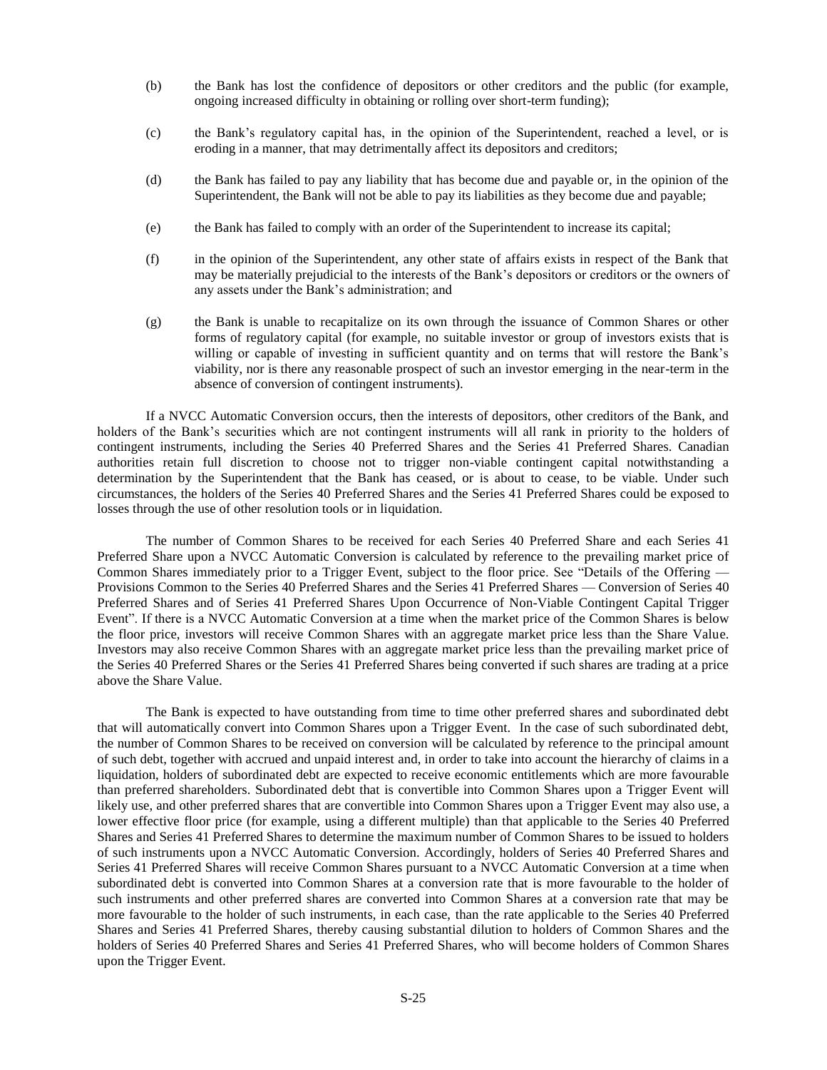(b) the Bank has lost the confidence of depositors or other creditors and the public (for example, ongoing increased difficulty in obtaining or rolling over short-term funding);

(c) the Bank's regulatory capital has, in the opinion of the Superintendent, reached a level, or is eroding in a manner, that may detrimentally affect its depositors and creditors;

(d) the Bank has failed to pay any liability that has become due and payable or, in the opinion of the Superintendent, the Bank will not be able to pay its liabilities as they become due and payable;

(e) the Bank has failed to comply with an order of the Superintendent to increase its capital;

(f) in the opinion of the Superintendent, any other state of affairs exists in respect of the Bank that may be materially prejudicial to the interests of the Bank's depositors or creditors or the owners of any assets under the Bank's administration; and

(g) the Bank is unable to recapitalize on its own through the issuance of Common Shares or other forms of regulatory capital (for example, no suitable investor or group of investors exists that is willing or capable of investing in sufficient quantity and on terms that will restore the Bank's viability, nor is there any reasonable prospect of such an investor emerging in the near-term in the absence of conversion of contingent instruments).

If a NVCC Automatic Conversion occurs, then the interests of depositors, other creditors of the Bank, and holders of the Bank's securities which are not contingent instruments will all rank in priority to the holders of contingent instruments, including the Series 40 Preferred Shares and the Series 41 Preferred Shares. Canadian authorities retain full discretion to choose not to trigger non-viable contingent capital notwithstanding a determination by the Superintendent that the Bank has ceased, or is about to cease, to be viable. Under such circumstances, the holders of the Series 40 Preferred Shares and the Series 41 Preferred Shares could be exposed to losses through the use of other resolution tools or in liquidation.

The number of Common Shares to be received for each Series 40 Preferred Share and each Series 41 Preferred Share upon a NVCC Automatic Conversion is calculated by reference to the prevailing market price of Common Shares immediately prior to a Trigger Event, subject to the floor price. See "Details of the Offering — Provisions Common to the Series 40 Preferred Shares and the Series 41 Preferred Shares — Conversion of Series 40 Preferred Shares and of Series 41 Preferred Shares Upon Occurrence of Non-Viable Contingent Capital Trigger Event". If there is a NVCC Automatic Conversion at a time when the market price of the Common Shares is below the floor price, investors will receive Common Shares with an aggregate market price less than the Share Value. Investors may also receive Common Shares with an aggregate market price less than the prevailing market price of the Series 40 Preferred Shares or the Series 41 Preferred Shares being converted if such shares are trading at a price above the Share Value.

The Bank is expected to have outstanding from time to time other preferred shares and subordinated debt that will automatically convert into Common Shares upon a Trigger Event. In the case of such subordinated debt, the number of Common Shares to be received on conversion will be calculated by reference to the principal amount of such debt, together with accrued and unpaid interest and, in order to take into account the hierarchy of claims in a liquidation, holders of subordinated debt are expected to receive economic entitlements which are more favourable than preferred shareholders. Subordinated debt that is convertible into Common Shares upon a Trigger Event will likely use, and other preferred shares that are convertible into Common Shares upon a Trigger Event may also use, a lower effective floor price (for example, using a different multiple) than that applicable to the Series 40 Preferred Shares and Series 41 Preferred Shares to determine the maximum number of Common Shares to be issued to holders of such instruments upon a NVCC Automatic Conversion. Accordingly, holders of Series 40 Preferred Shares and Series 41 Preferred Shares will receive Common Shares pursuant to a NVCC Automatic Conversion at a time when subordinated debt is converted into Common Shares at a conversion rate that is more favourable to the holder of such instruments and other preferred shares are converted into Common Shares at a conversion rate that may be more favourable to the holder of such instruments, in each case, than the rate applicable to the Series 40 Preferred Shares and Series 41 Preferred Shares, thereby causing substantial dilution to holders of Common Shares and the holders of Series 40 Preferred Shares and Series 41 Preferred Shares, who will become holders of Common Shares upon the Trigger Event.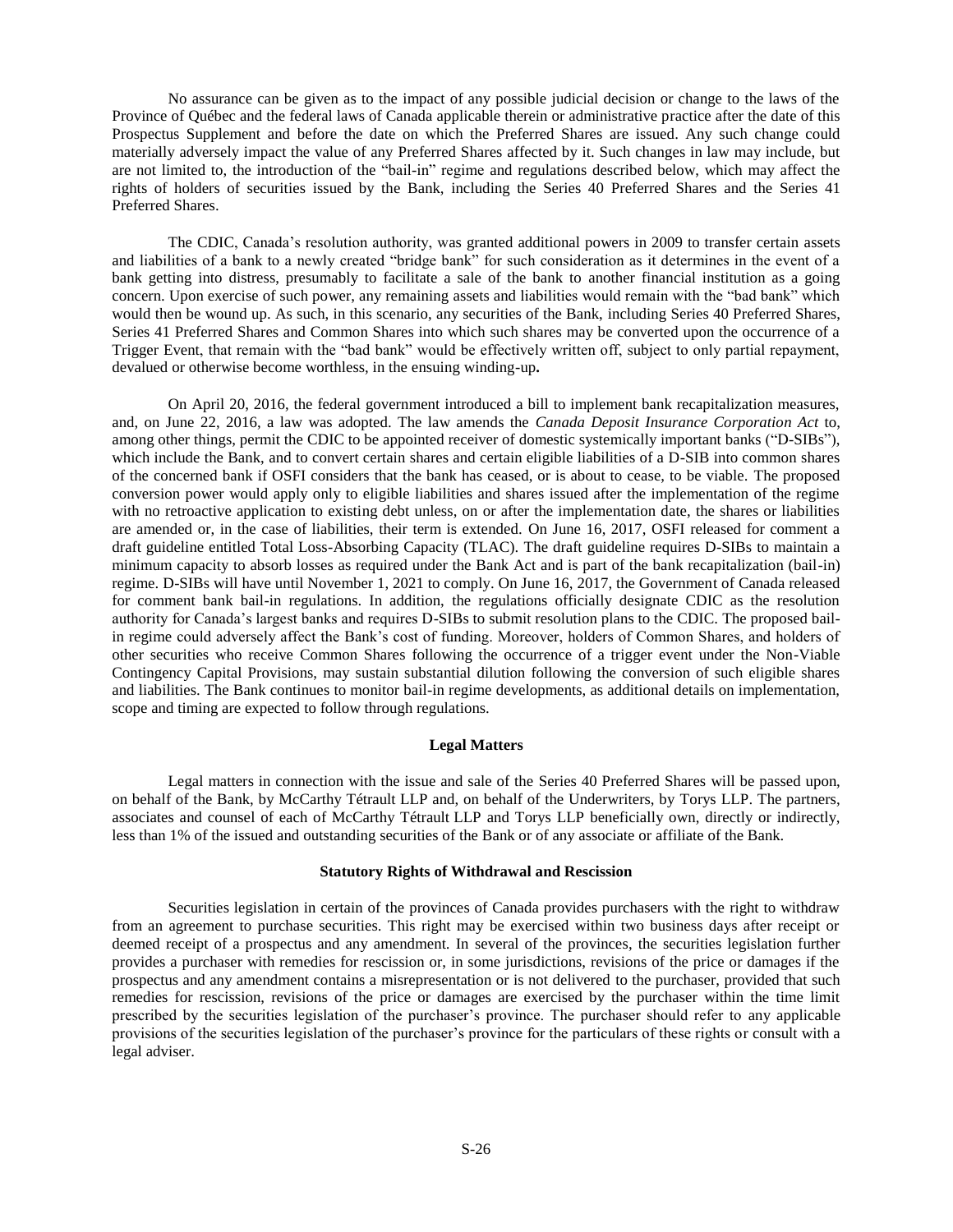No assurance can be given as to the impact of any possible judicial decision or change to the laws of the Province of Québec and the federal laws of Canada applicable therein or administrative practice after the date of this Prospectus Supplement and before the date on which the Preferred Shares are issued. Any such change could materially adversely impact the value of any Preferred Shares affected by it. Such changes in law may include, but are not limited to, the introduction of the "bail-in" regime and regulations described below, which may affect the rights of holders of securities issued by the Bank, including the Series 40 Preferred Shares and the Series 41 Preferred Shares.

The CDIC, Canada's resolution authority, was granted additional powers in 2009 to transfer certain assets and liabilities of a bank to a newly created "bridge bank" for such consideration as it determines in the event of a bank getting into distress, presumably to facilitate a sale of the bank to another financial institution as a going concern. Upon exercise of such power, any remaining assets and liabilities would remain with the "bad bank" which would then be wound up. As such, in this scenario, any securities of the Bank, including Series 40 Preferred Shares, Series 41 Preferred Shares and Common Shares into which such shares may be converted upon the occurrence of a Trigger Event, that remain with the "bad bank" would be effectively written off, subject to only partial repayment, devalued or otherwise become worthless, in the ensuing winding-up**.**

On April 20, 2016, the federal government introduced a bill to implement bank recapitalization measures, and, on June 22, 2016, a law was adopted. The law amends the *Canada Deposit Insurance Corporation Act* to, among other things, permit the CDIC to be appointed receiver of domestic systemically important banks ("D-SIBs"), which include the Bank, and to convert certain shares and certain eligible liabilities of a D-SIB into common shares of the concerned bank if OSFI considers that the bank has ceased, or is about to cease, to be viable. The proposed conversion power would apply only to eligible liabilities and shares issued after the implementation of the regime with no retroactive application to existing debt unless, on or after the implementation date, the shares or liabilities are amended or, in the case of liabilities, their term is extended. On June 16, 2017, OSFI released for comment a draft guideline entitled Total Loss-Absorbing Capacity (TLAC). The draft guideline requires D-SIBs to maintain a minimum capacity to absorb losses as required under the Bank Act and is part of the bank recapitalization (bail-in) regime. D-SIBs will have until November 1, 2021 to comply. On June 16, 2017, the Government of Canada released for comment bank bail-in regulations. In addition, the regulations officially designate CDIC as the resolution authority for Canada's largest banks and requires D-SIBs to submit resolution plans to the CDIC. The proposed bail-in regime could adversely affect the Bank's cost of funding. Moreover, holders of Common Shares, and holders of other securities who receive Common Shares following the occurrence of a trigger event under the Non-Viable Contingency Capital Provisions, may sustain substantial dilution following the conversion of such eligible shares and liabilities. The Bank continues to monitor bail-in regime developments, as additional details on implementation, scope and timing are expected to follow through regulations.

## Legal Matters

Legal matters in connection with the issue and sale of the Series 40 Preferred Shares will be passed upon, on behalf of the Bank, by McCarthy Tétrault LLP and, on behalf of the Underwriters, by Torys LLP. The partners, associates and counsel of each of McCarthy Tétrault LLP and Torys LLP beneficially own, directly or indirectly, less than 1% of the issued and outstanding securities of the Bank or of any associate or affiliate of the Bank.

## Statutory Rights of Withdrawal and Rescission

Securities legislation in certain of the provinces of Canada provides purchasers with the right to withdraw from an agreement to purchase securities. This right may be exercised within two business days after receipt or deemed receipt of a prospectus and any amendment. In several of the provinces, the securities legislation further provides a purchaser with remedies for rescission or, in some jurisdictions, revisions of the price or damages if the prospectus and any amendment contains a misrepresentation or is not delivered to the purchaser, provided that such remedies for rescission, revisions of the price or damages are exercised by the purchaser within the time limit prescribed by the securities legislation of the purchaser's province. The purchaser should refer to any applicable provisions of the securities legislation of the purchaser's province for the particulars of these rights or consult with a legal adviser.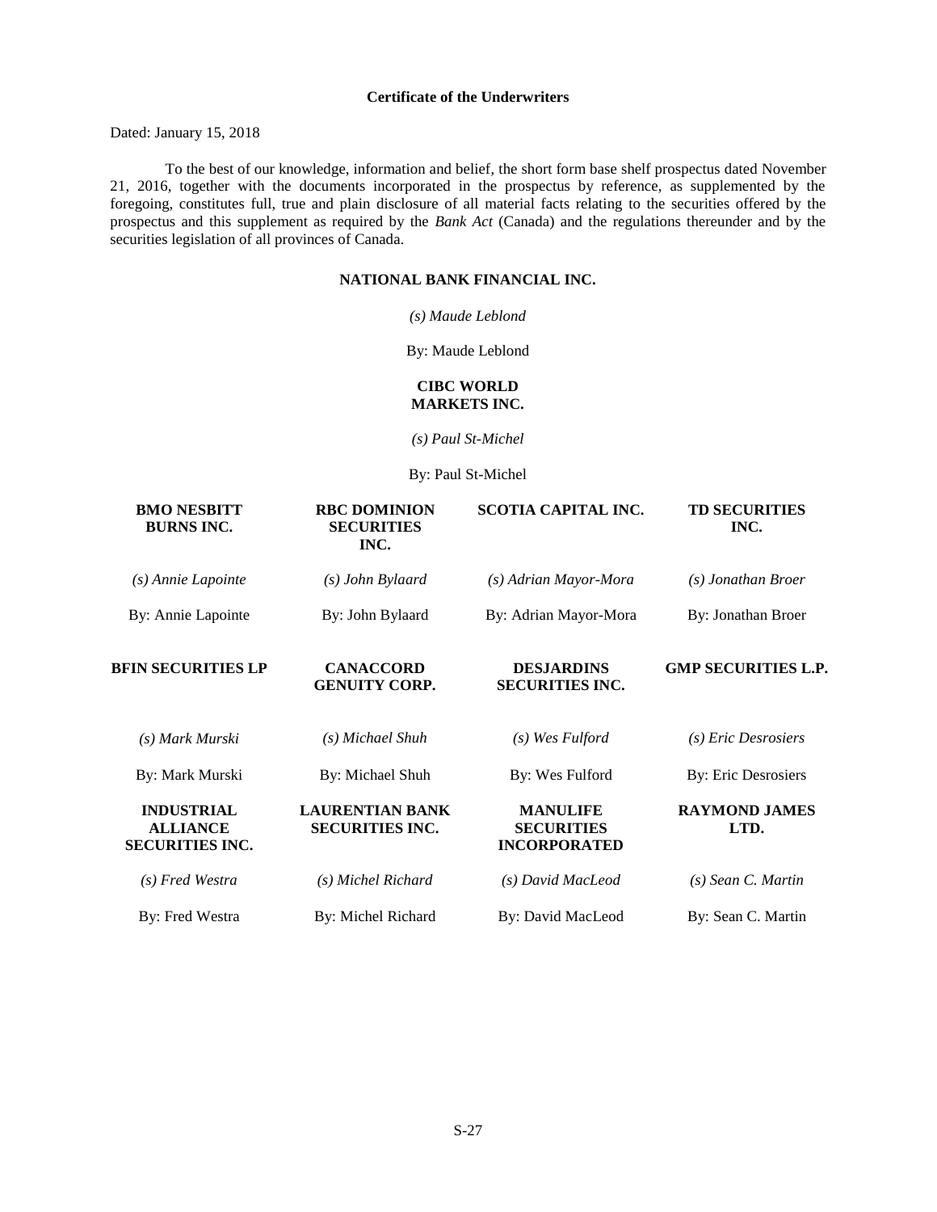**Certificate of the Underwriters**

Dated: January 15, 2018

To the best of our knowledge, information and belief, the short form base shelf prospectus dated November 21, 2016, together with the documents incorporated in the prospectus by reference, as supplemented by the foregoing, constitutes full, true and plain disclosure of all material facts relating to the securities offered by the prospectus and this supplement as required by the *Bank Act* (Canada) and the regulations thereunder and by the securities legislation of all provinces of Canada.

**NATIONAL BANK FINANCIAL INC.**

*(s) Maude Leblond*

By: Maude Leblond

**CIBC WORLD MARKETS INC.**

*(s) Paul St-Michel*

By: Paul St-Michel

| | | | |
|---|---|---|---|
| **BMO NESBITT BURNS INC.** | **RBC DOMINION SECURITIES INC.** | **SCOTIA CAPITAL INC.** | **TD SECURITIES INC.** |
| *(s) Annie Lapointe* | *(s) John Bylaard* | *(s) Adrian Mayor-Mora* | *(s) Jonathan Broer* |
| By: Annie Lapointe | By: John Bylaard | By: Adrian Mayor-Mora | By: Jonathan Broer |
| **BFIN SECURITIES LP** | **CANACCORD GENUITY CORP.** | **DESJARDINS SECURITIES INC.** | **GMP SECURITIES L.P.** |
| *(s) Mark Murski* | *(s) Michael Shuh* | *(s) Wes Fulford* | *(s) Eric Desrosiers* |
| By: Mark Murski | By: Michael Shuh | By: Wes Fulford | By: Eric Desrosiers |
| **INDUSTRIAL ALLIANCE SECURITIES INC.** | **LAURENTIAN BANK SECURITIES INC.** | **MANULIFE SECURITIES INCORPORATED** | **RAYMOND JAMES LTD.** |
| *(s) Fred Westra* | *(s) Michel Richard* | *(s) David MacLeod* | *(s) Sean C. Martin* |
| By: Fred Westra | By: Michel Richard | By: David MacLeod | By: Sean C. Martin |